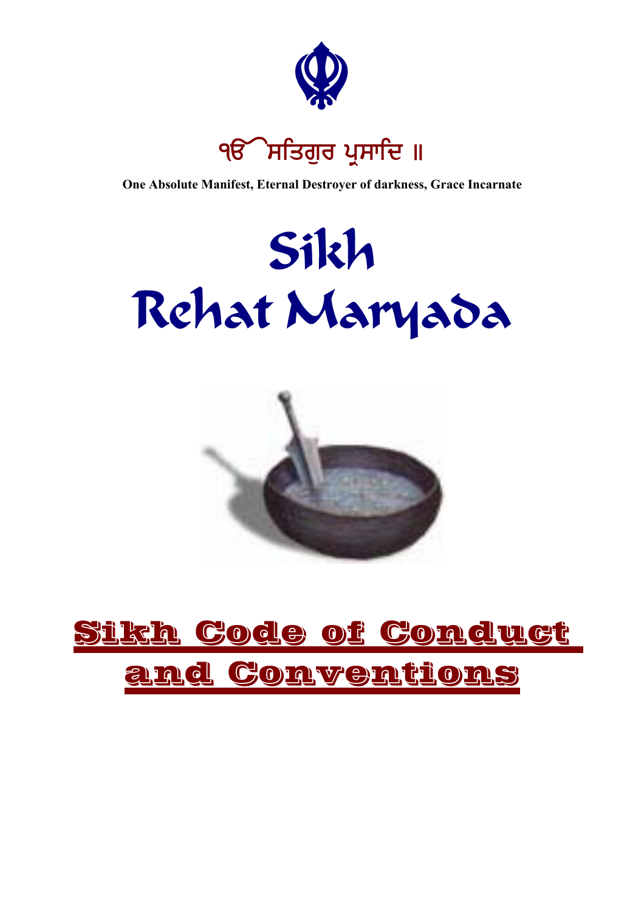ੴ ਸਤਿਗੁਰ ਪ੍ਰਸਾਦਿ ॥

**One Absolute Manifest, Eternal Destroyer of darkness, Grace Incarnate**

# Sikh Rehat Maryada

# Sikh Code of Conduct and Conventions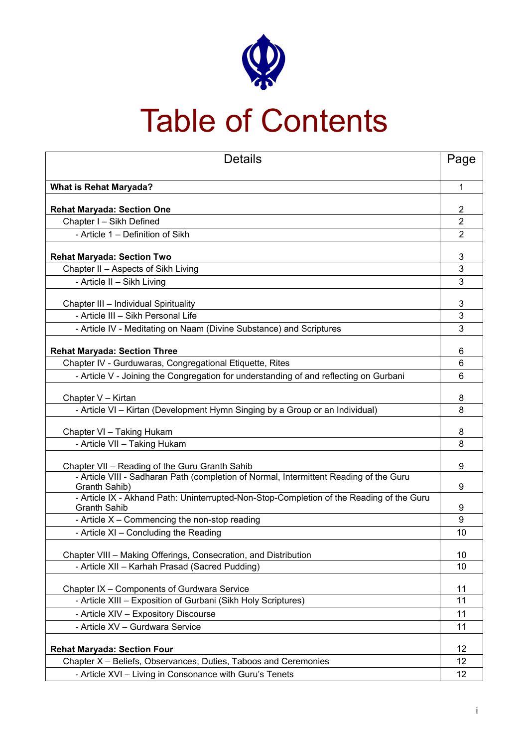# Table of Contents

| Details | Page |
|---|---|
| **What is Rehat Maryada?** | 1 |
| **Rehat Maryada: Section One** | 2 |
| Chapter I – Sikh Defined | 2 |
| - Article 1 – Definition of Sikh | 2 |
| **Rehat Maryada: Section Two** | 3 |
| Chapter II – Aspects of Sikh Living | 3 |
| - Article II – Sikh Living | 3 |
| Chapter III – Individual Spirituality | 3 |
| - Article III – Sikh Personal Life | 3 |
| - Article IV - Meditating on Naam (Divine Substance) and Scriptures | 3 |
| **Rehat Maryada: Section Three** | 6 |
| Chapter IV - Gurduwaras, Congregational Etiquette, Rites | 6 |
| - Article V - Joining the Congregation for understanding of and reflecting on Gurbani | 6 |
| Chapter V – Kirtan | 8 |
| - Article VI – Kirtan (Development Hymn Singing by a Group or an Individual) | 8 |
| Chapter VI – Taking Hukam | 8 |
| - Article VII – Taking Hukam | 8 |
| Chapter VII – Reading of the Guru Granth Sahib | 9 |
| - Article VIII - Sadharan Path (completion of Normal, Intermittent Reading of the Guru Granth Sahib) | 9 |
| - Article IX - Akhand Path: Uninterrupted-Non-Stop-Completion of the Reading of the Guru Granth Sahib | 9 |
| - Article X – Commencing the non-stop reading | 9 |
| - Article XI – Concluding the Reading | 10 |
| Chapter VIII – Making Offerings, Consecration, and Distribution | 10 |
| - Article XII – Karhah Prasad (Sacred Pudding) | 10 |
| Chapter IX – Components of Gurdwara Service | 11 |
| - Article XIII – Exposition of Gurbani (Sikh Holy Scriptures) | 11 |
| - Article XIV – Expository Discourse | 11 |
| - Article XV – Gurdwara Service | 11 |
| **Rehat Maryada: Section Four** | 12 |
| Chapter X – Beliefs, Observances, Duties, Taboos and Ceremonies | 12 |
| - Article XVI – Living in Consonance with Guru's Tenets | 12 |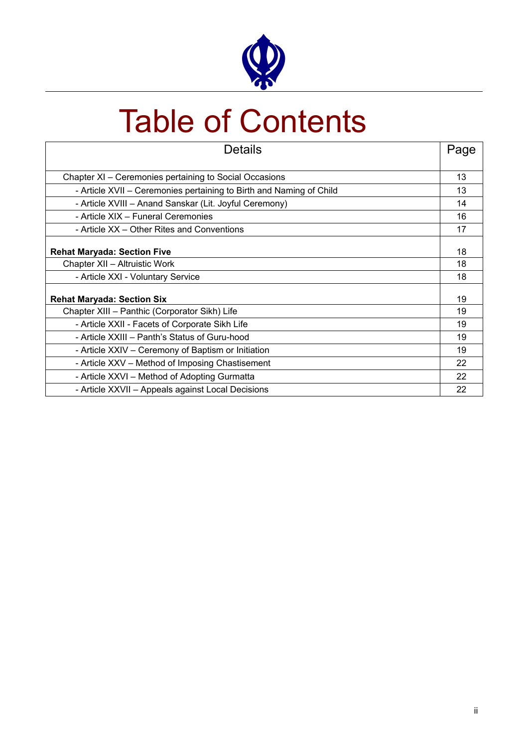# Table of Contents

| Details | Page |
| --- | --- |
| Chapter XI – Ceremonies pertaining to Social Occasions | 13 |
| - Article XVII – Ceremonies pertaining to Birth and Naming of Child | 13 |
| - Article XVIII – Anand Sanskar (Lit. Joyful Ceremony) | 14 |
| - Article XIX – Funeral Ceremonies | 16 |
| - Article XX – Other Rites and Conventions | 17 |
| **Rehat Maryada: Section Five** | 18 |
| Chapter XII – Altruistic Work | 18 |
| - Article XXI - Voluntary Service | 18 |
| **Rehat Maryada: Section Six** | 19 |
| Chapter XIII – Panthic (Corporator Sikh) Life | 19 |
| - Article XXII - Facets of Corporate Sikh Life | 19 |
| - Article XXIII – Panth's Status of Guru-hood | 19 |
| - Article XXIV – Ceremony of Baptism or Initiation | 19 |
| - Article XXV – Method of Imposing Chastisement | 22 |
| - Article XXVI – Method of Adopting Gurmatta | 22 |
| - Article XXVII – Appeals against Local Decisions | 22 |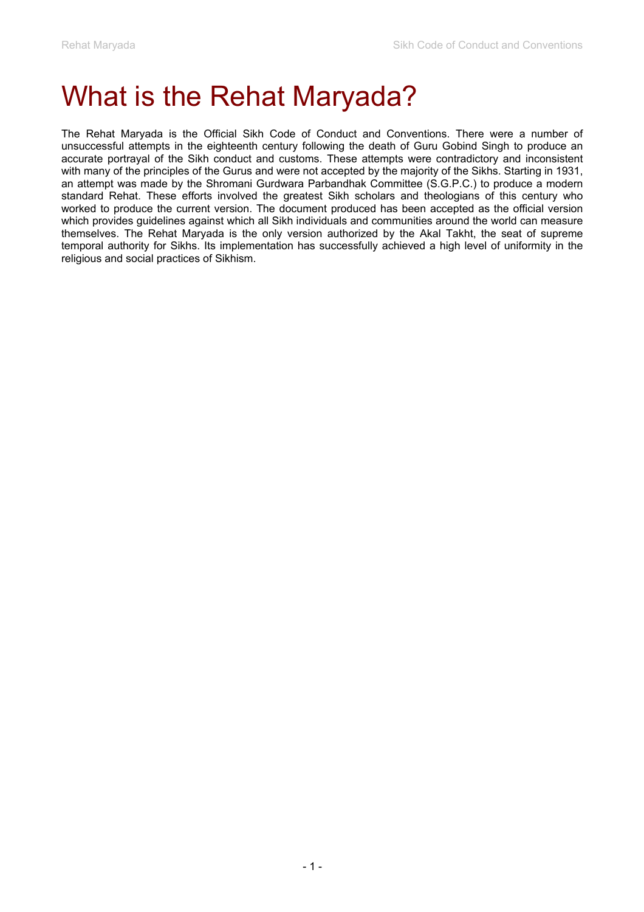# What is the Rehat Maryada?

The Rehat Maryada is the Official Sikh Code of Conduct and Conventions. There were a number of unsuccessful attempts in the eighteenth century following the death of Guru Gobind Singh to produce an accurate portrayal of the Sikh conduct and customs. These attempts were contradictory and inconsistent with many of the principles of the Gurus and were not accepted by the majority of the Sikhs. Starting in 1931, an attempt was made by the Shromani Gurdwara Parbandhak Committee (S.G.P.C.) to produce a modern standard Rehat. These efforts involved the greatest Sikh scholars and theologians of this century who worked to produce the current version. The document produced has been accepted as the official version which provides guidelines against which all Sikh individuals and communities around the world can measure themselves. The Rehat Maryada is the only version authorized by the Akal Takht, the seat of supreme temporal authority for Sikhs. Its implementation has successfully achieved a high level of uniformity in the religious and social practices of Sikhism.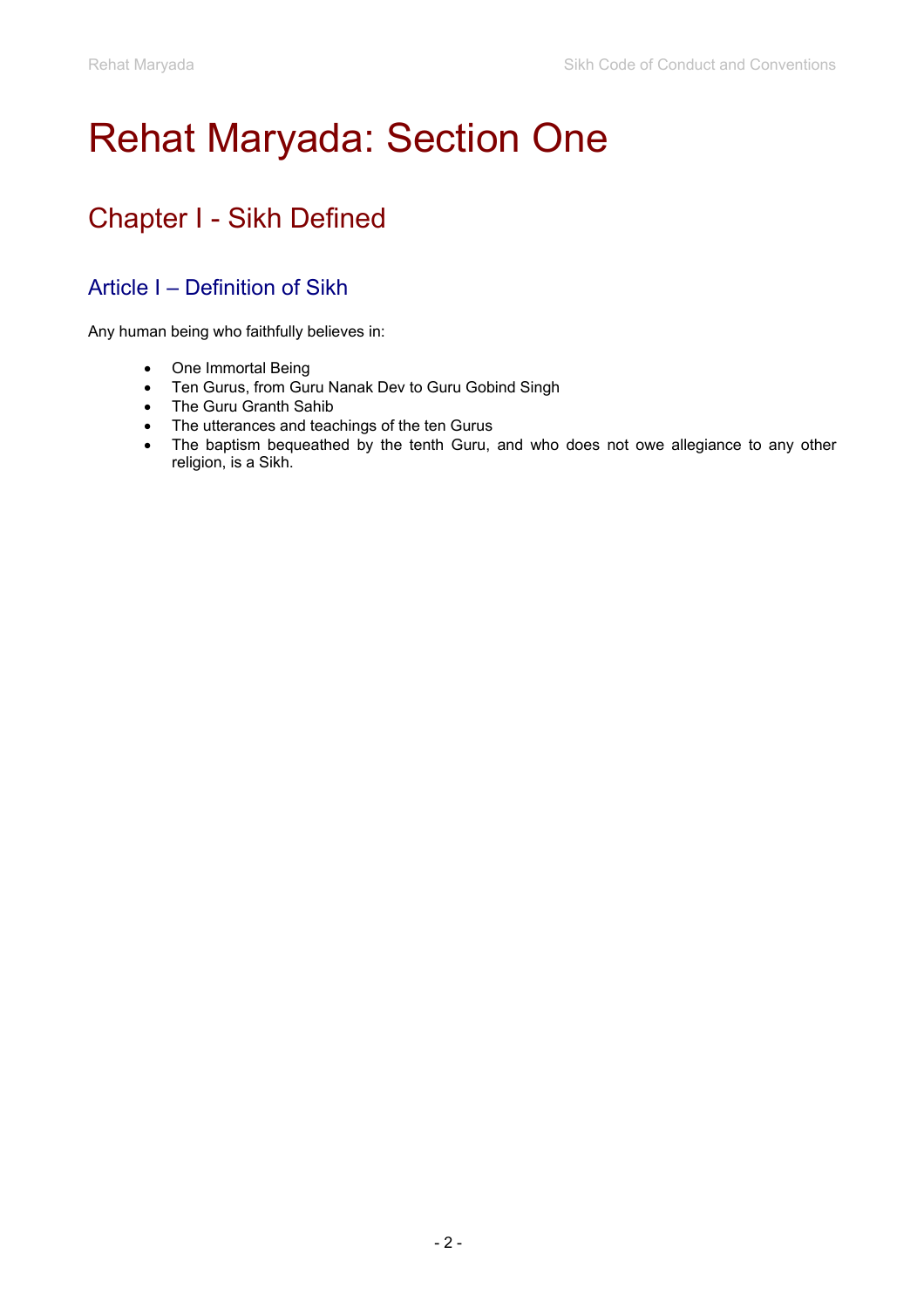# Rehat Maryada: Section One

## Chapter I - Sikh Defined

### Article I – Definition of Sikh

Any human being who faithfully believes in:

- One Immortal Being
- Ten Gurus, from Guru Nanak Dev to Guru Gobind Singh
- The Guru Granth Sahib
- The utterances and teachings of the ten Gurus
- The baptism bequeathed by the tenth Guru, and who does not owe allegiance to any other religion, is a Sikh.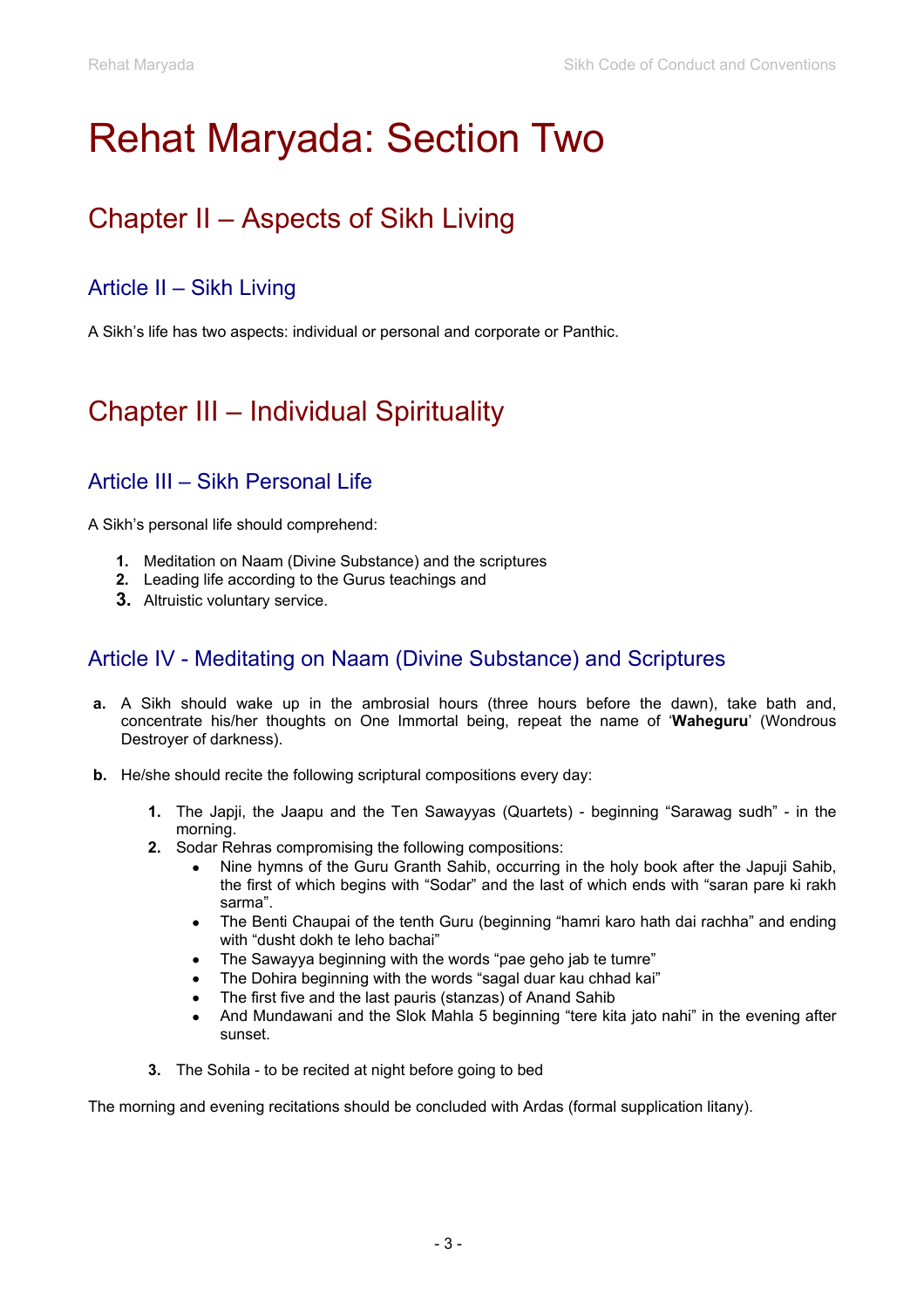# Rehat Maryada: Section Two

## Chapter II – Aspects of Sikh Living

### Article II – Sikh Living

A Sikh's life has two aspects: individual or personal and corporate or Panthic.

## Chapter III – Individual Spirituality

### Article III – Sikh Personal Life

A Sikh's personal life should comprehend:

1. Meditation on Naam (Divine Substance) and the scriptures
2. Leading life according to the Gurus teachings and
3. Altruistic voluntary service.

### Article IV - Meditating on Naam (Divine Substance) and Scriptures

a. A Sikh should wake up in the ambrosial hours (three hours before the dawn), take bath and, concentrate his/her thoughts on One Immortal being, repeat the name of '**Waheguru**' (Wondrous Destroyer of darkness).

b. He/she should recite the following scriptural compositions every day:

   1. The Japji, the Jaapu and the Ten Sawayyas (Quartets) - beginning "Sarawag sudh" - in the morning.
   2. Sodar Rehras compromising the following compositions:
      - Nine hymns of the Guru Granth Sahib, occurring in the holy book after the Japuji Sahib, the first of which begins with "Sodar" and the last of which ends with "saran pare ki rakh sarma".
      - The Benti Chaupai of the tenth Guru (beginning "hamri karo hath dai rachha" and ending with "dusht dokh te leho bachai"
      - The Sawayya beginning with the words "pae geho jab te tumre"
      - The Dohira beginning with the words "sagal duar kau chhad kai"
      - The first five and the last pauris (stanzas) of Anand Sahib
      - And Mundawani and the Slok Mahla 5 beginning "tere kita jato nahi" in the evening after sunset.
   3. The Sohila - to be recited at night before going to bed

The morning and evening recitations should be concluded with Ardas (formal supplication litany).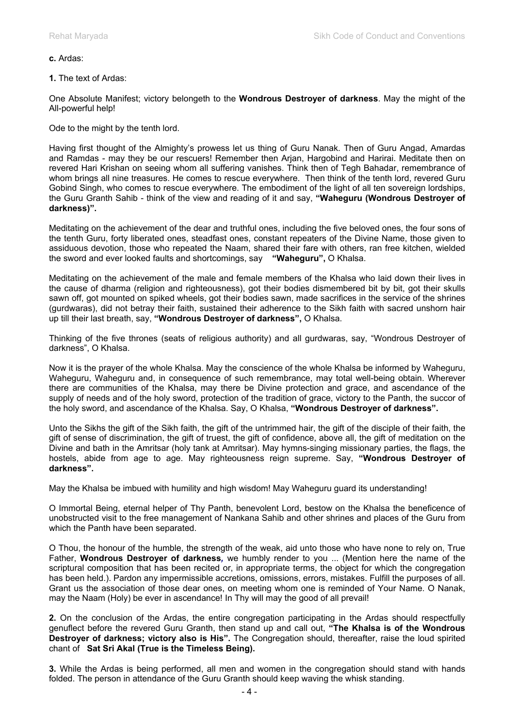**c.** Ardas:

**1.** The text of Ardas:

One Absolute Manifest; victory belongeth to the **Wondrous Destroyer of darkness**. May the might of the All-powerful help!

Ode to the might by the tenth lord.

Having first thought of the Almighty's prowess let us thing of Guru Nanak. Then of Guru Angad, Amardas and Ramdas - may they be our rescuers! Remember then Arjan, Hargobind and Harirai. Meditate then on revered Hari Krishan on seeing whom all suffering vanishes. Think then of Tegh Bahadar, remembrance of whom brings all nine treasures. He comes to rescue everywhere. Then think of the tenth lord, revered Guru Gobind Singh, who comes to rescue everywhere. The embodiment of the light of all ten sovereign lordships, the Guru Granth Sahib - think of the view and reading of it and say, **"Waheguru (Wondrous Destroyer of darkness)".**

Meditating on the achievement of the dear and truthful ones, including the five beloved ones, the four sons of the tenth Guru, forty liberated ones, steadfast ones, constant repeaters of the Divine Name, those given to assiduous devotion, those who repeated the Naam, shared their fare with others, ran free kitchen, wielded the sword and ever looked faults and shortcomings, say **"Waheguru",** O Khalsa.

Meditating on the achievement of the male and female members of the Khalsa who laid down their lives in the cause of dharma (religion and righteousness), got their bodies dismembered bit by bit, got their skulls sawn off, got mounted on spiked wheels, got their bodies sawn, made sacrifices in the service of the shrines (gurdwaras), did not betray their faith, sustained their adherence to the Sikh faith with sacred unshorn hair up till their last breath, say, **"Wondrous Destroyer of darkness",** O Khalsa.

Thinking of the five thrones (seats of religious authority) and all gurdwaras, say, "Wondrous Destroyer of darkness", O Khalsa.

Now it is the prayer of the whole Khalsa. May the conscience of the whole Khalsa be informed by Waheguru, Waheguru, Waheguru and, in consequence of such remembrance, may total well-being obtain. Wherever there are communities of the Khalsa, may there be Divine protection and grace, and ascendance of the supply of needs and of the holy sword, protection of the tradition of grace, victory to the Panth, the succor of the holy sword, and ascendance of the Khalsa. Say, O Khalsa, **"Wondrous Destroyer of darkness".**

Unto the Sikhs the gift of the Sikh faith, the gift of the untrimmed hair, the gift of the disciple of their faith, the gift of sense of discrimination, the gift of truest, the gift of confidence, above all, the gift of meditation on the Divine and bath in the Amritsar (holy tank at Amritsar). May hymns-singing missionary parties, the flags, the hostels, abide from age to age. May righteousness reign supreme. Say, **"Wondrous Destroyer of darkness".**

May the Khalsa be imbued with humility and high wisdom! May Waheguru guard its understanding!

O Immortal Being, eternal helper of Thy Panth, benevolent Lord, bestow on the Khalsa the beneficence of unobstructed visit to the free management of Nankana Sahib and other shrines and places of the Guru from which the Panth have been separated.

O Thou, the honour of the humble, the strength of the weak, aid unto those who have none to rely on, True Father, **Wondrous Destroyer of darkness*,*** we humbly render to you ... (Mention here the name of the scriptural composition that has been recited or, in appropriate terms, the object for which the congregation has been held.). Pardon any impermissible accretions, omissions, errors, mistakes. Fulfill the purposes of all. Grant us the association of those dear ones, on meeting whom one is reminded of Your Name. O Nanak, may the Naam (Holy) be ever in ascendance! In Thy will may the good of all prevail!

**2.** On the conclusion of the Ardas, the entire congregation participating in the Ardas should respectfully genuflect before the revered Guru Granth, then stand up and call out, **"The Khalsa is of the Wondrous Destroyer of darkness; victory also is His".** The Congregation should, thereafter, raise the loud spirited chant of **Sat Sri Akal (True is the Timeless Being).**

**3.** While the Ardas is being performed, all men and women in the congregation should stand with hands folded. The person in attendance of the Guru Granth should keep waving the whisk standing.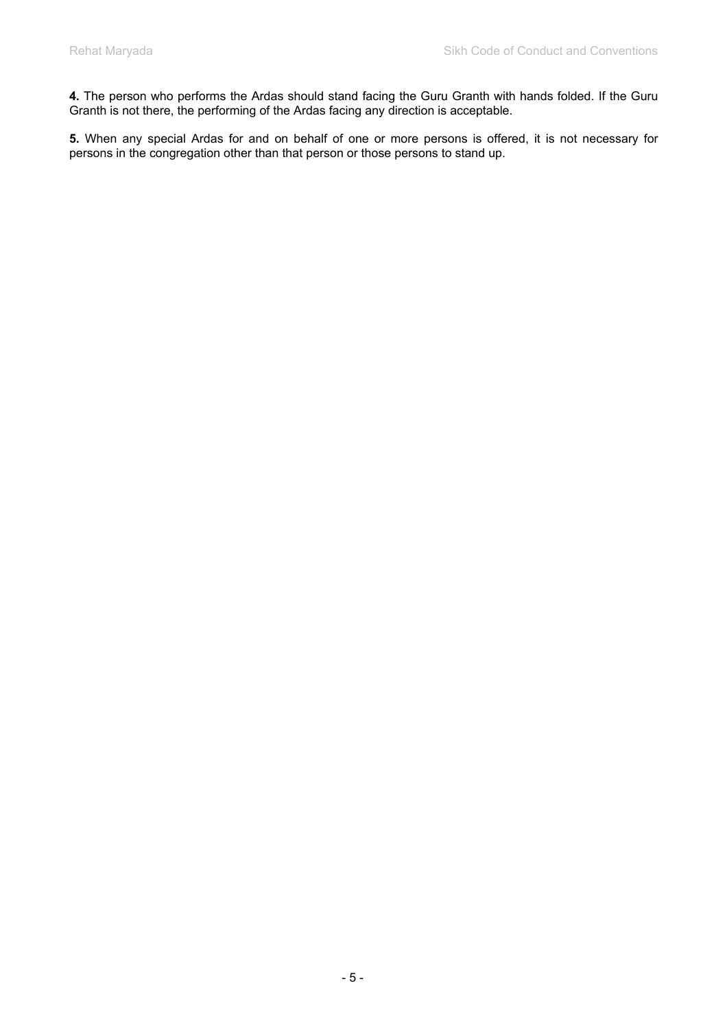**4.** The person who performs the Ardas should stand facing the Guru Granth with hands folded. If the Guru Granth is not there, the performing of the Ardas facing any direction is acceptable.

**5.** When any special Ardas for and on behalf of one or more persons is offered, it is not necessary for persons in the congregation other than that person or those persons to stand up.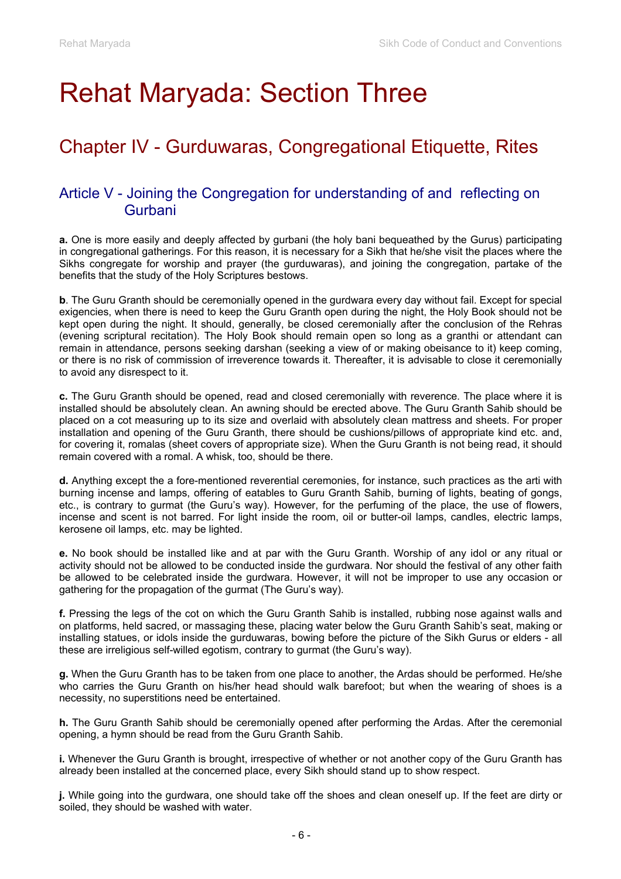# Rehat Maryada: Section Three

## Chapter IV - Gurduwaras, Congregational Etiquette, Rites

### Article V - Joining the Congregation for understanding of and reflecting on Gurbani

**a.** One is more easily and deeply affected by gurbani (the holy bani bequeathed by the Gurus) participating in congregational gatherings. For this reason, it is necessary for a Sikh that he/she visit the places where the Sikhs congregate for worship and prayer (the gurduwaras), and joining the congregation, partake of the benefits that the study of the Holy Scriptures bestows.

**b**. The Guru Granth should be ceremonially opened in the gurdwara every day without fail. Except for special exigencies, when there is need to keep the Guru Granth open during the night, the Holy Book should not be kept open during the night. It should, generally, be closed ceremonially after the conclusion of the Rehras (evening scriptural recitation). The Holy Book should remain open so long as a granthi or attendant can remain in attendance, persons seeking darshan (seeking a view of or making obeisance to it) keep coming, or there is no risk of commission of irreverence towards it. Thereafter, it is advisable to close it ceremonially to avoid any disrespect to it.

**c.** The Guru Granth should be opened, read and closed ceremonially with reverence. The place where it is installed should be absolutely clean. An awning should be erected above. The Guru Granth Sahib should be placed on a cot measuring up to its size and overlaid with absolutely clean mattress and sheets. For proper installation and opening of the Guru Granth, there should be cushions/pillows of appropriate kind etc. and, for covering it, romalas (sheet covers of appropriate size). When the Guru Granth is not being read, it should remain covered with a romal. A whisk, too, should be there.

**d.** Anything except the a fore-mentioned reverential ceremonies, for instance, such practices as the arti with burning incense and lamps, offering of eatables to Guru Granth Sahib, burning of lights, beating of gongs, etc., is contrary to gurmat (the Guru's way). However, for the perfuming of the place, the use of flowers, incense and scent is not barred. For light inside the room, oil or butter-oil lamps, candles, electric lamps, kerosene oil lamps, etc. may be lighted.

**e.** No book should be installed like and at par with the Guru Granth. Worship of any idol or any ritual or activity should not be allowed to be conducted inside the gurdwara. Nor should the festival of any other faith be allowed to be celebrated inside the gurdwara. However, it will not be improper to use any occasion or gathering for the propagation of the gurmat (The Guru's way).

**f.** Pressing the legs of the cot on which the Guru Granth Sahib is installed, rubbing nose against walls and on platforms, held sacred, or massaging these, placing water below the Guru Granth Sahib's seat, making or installing statues, or idols inside the gurduwaras, bowing before the picture of the Sikh Gurus or elders - all these are irreligious self-willed egotism, contrary to gurmat (the Guru's way).

**g.** When the Guru Granth has to be taken from one place to another, the Ardas should be performed. He/she who carries the Guru Granth on his/her head should walk barefoot; but when the wearing of shoes is a necessity, no superstitions need be entertained.

**h.** The Guru Granth Sahib should be ceremonially opened after performing the Ardas. After the ceremonial opening, a hymn should be read from the Guru Granth Sahib.

**i.** Whenever the Guru Granth is brought, irrespective of whether or not another copy of the Guru Granth has already been installed at the concerned place, every Sikh should stand up to show respect.

**j.** While going into the gurdwara, one should take off the shoes and clean oneself up. If the feet are dirty or soiled, they should be washed with water.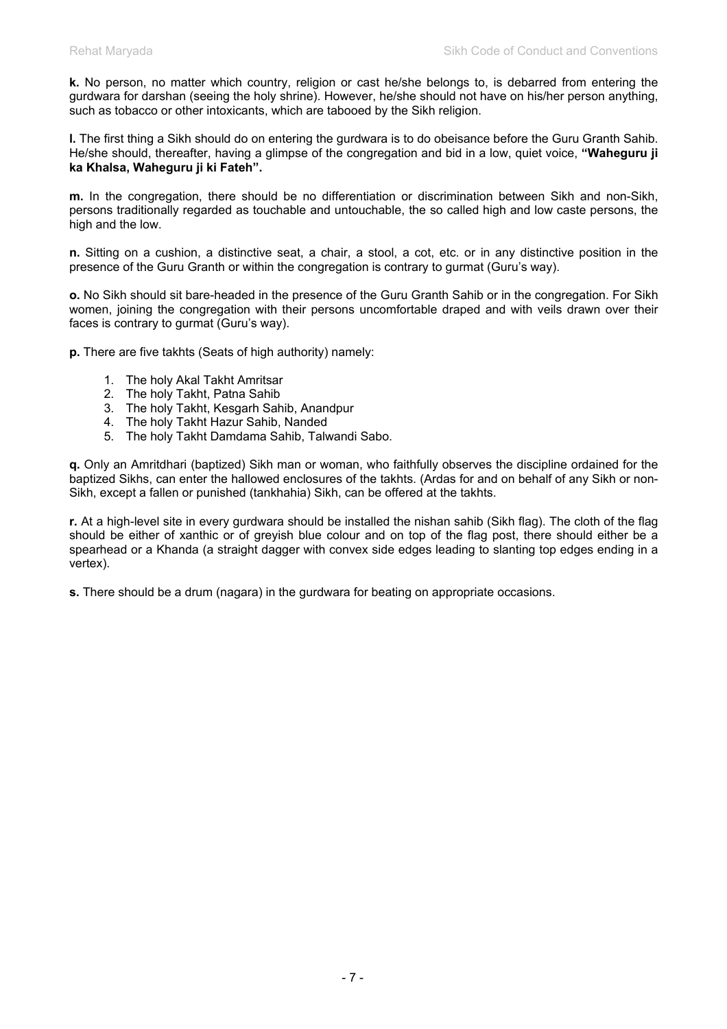**k.** No person, no matter which country, religion or cast he/she belongs to, is debarred from entering the gurdwara for darshan (seeing the holy shrine). However, he/she should not have on his/her person anything, such as tobacco or other intoxicants, which are tabooed by the Sikh religion.

**l.** The first thing a Sikh should do on entering the gurdwara is to do obeisance before the Guru Granth Sahib. He/she should, thereafter, having a glimpse of the congregation and bid in a low, quiet voice, **"Waheguru ji ka Khalsa, Waheguru ji ki Fateh".**

**m.** In the congregation, there should be no differentiation or discrimination between Sikh and non-Sikh, persons traditionally regarded as touchable and untouchable, the so called high and low caste persons, the high and the low.

**n.** Sitting on a cushion, a distinctive seat, a chair, a stool, a cot, etc. or in any distinctive position in the presence of the Guru Granth or within the congregation is contrary to gurmat (Guru's way).

**o.** No Sikh should sit bare-headed in the presence of the Guru Granth Sahib or in the congregation. For Sikh women, joining the congregation with their persons uncomfortable draped and with veils drawn over their faces is contrary to gurmat (Guru's way).

**p.** There are five takhts (Seats of high authority) namely:

1. The holy Akal Takht Amritsar
2. The holy Takht, Patna Sahib
3. The holy Takht, Kesgarh Sahib, Anandpur
4. The holy Takht Hazur Sahib, Nanded
5. The holy Takht Damdama Sahib, Talwandi Sabo.

**q.** Only an Amritdhari (baptized) Sikh man or woman, who faithfully observes the discipline ordained for the baptized Sikhs, can enter the hallowed enclosures of the takhts. (Ardas for and on behalf of any Sikh or non-Sikh, except a fallen or punished (tankhahia) Sikh, can be offered at the takhts.

**r.** At a high-level site in every gurdwara should be installed the nishan sahib (Sikh flag). The cloth of the flag should be either of xanthic or of greyish blue colour and on top of the flag post, there should either be a spearhead or a Khanda (a straight dagger with convex side edges leading to slanting top edges ending in a vertex).

**s.** There should be a drum (nagara) in the gurdwara for beating on appropriate occasions.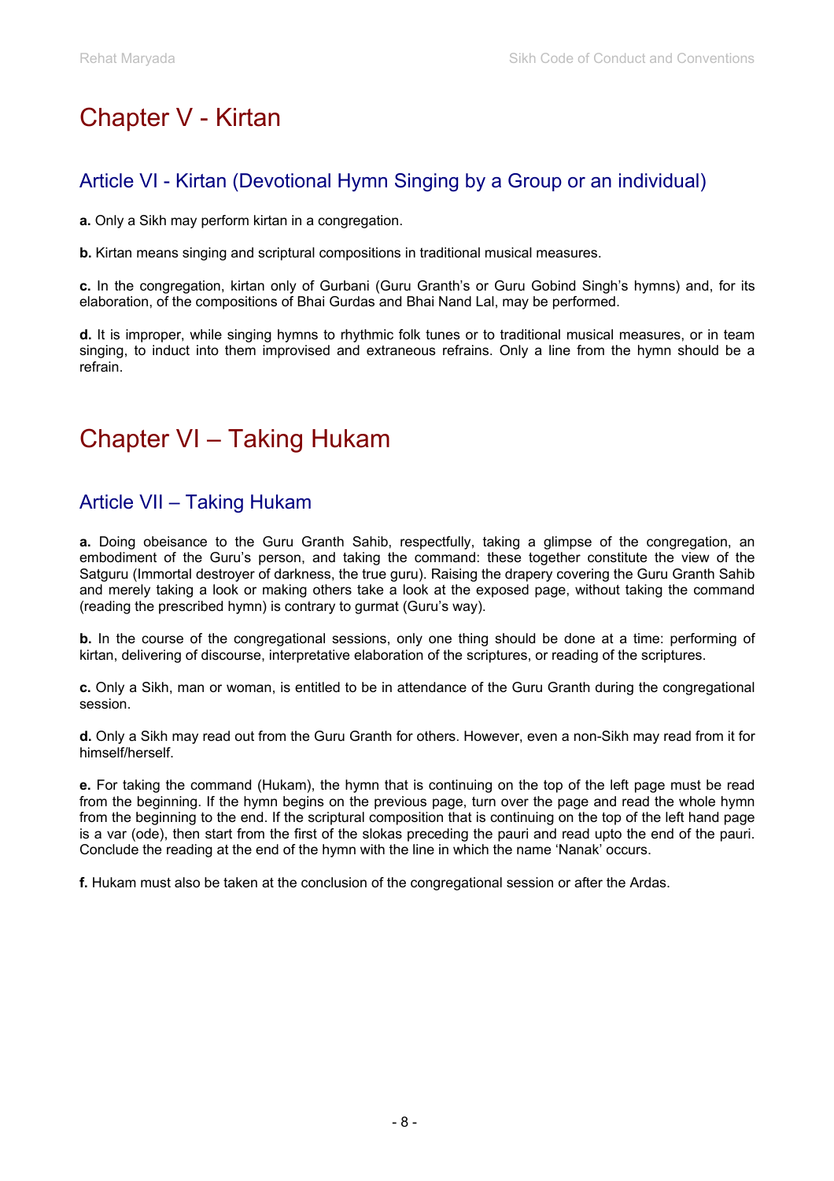# Chapter V - Kirtan

## Article VI - Kirtan (Devotional Hymn Singing by a Group or an individual)

**a.** Only a Sikh may perform kirtan in a congregation.

**b.** Kirtan means singing and scriptural compositions in traditional musical measures.

**c.** In the congregation, kirtan only of Gurbani (Guru Granth's or Guru Gobind Singh's hymns) and, for its elaboration, of the compositions of Bhai Gurdas and Bhai Nand Lal, may be performed.

**d.** It is improper, while singing hymns to rhythmic folk tunes or to traditional musical measures, or in team singing, to induct into them improvised and extraneous refrains. Only a line from the hymn should be a refrain.

# Chapter VI – Taking Hukam

## Article VII – Taking Hukam

**a.** Doing obeisance to the Guru Granth Sahib, respectfully, taking a glimpse of the congregation, an embodiment of the Guru's person, and taking the command: these together constitute the view of the Satguru (Immortal destroyer of darkness, the true guru). Raising the drapery covering the Guru Granth Sahib and merely taking a look or making others take a look at the exposed page, without taking the command (reading the prescribed hymn) is contrary to gurmat (Guru's way).

**b.** In the course of the congregational sessions, only one thing should be done at a time: performing of kirtan, delivering of discourse, interpretative elaboration of the scriptures, or reading of the scriptures.

**c.** Only a Sikh, man or woman, is entitled to be in attendance of the Guru Granth during the congregational session.

**d.** Only a Sikh may read out from the Guru Granth for others. However, even a non-Sikh may read from it for himself/herself.

**e.** For taking the command (Hukam), the hymn that is continuing on the top of the left page must be read from the beginning. If the hymn begins on the previous page, turn over the page and read the whole hymn from the beginning to the end. If the scriptural composition that is continuing on the top of the left hand page is a var (ode), then start from the first of the slokas preceding the pauri and read upto the end of the pauri. Conclude the reading at the end of the hymn with the line in which the name 'Nanak' occurs.

**f.** Hukam must also be taken at the conclusion of the congregational session or after the Ardas.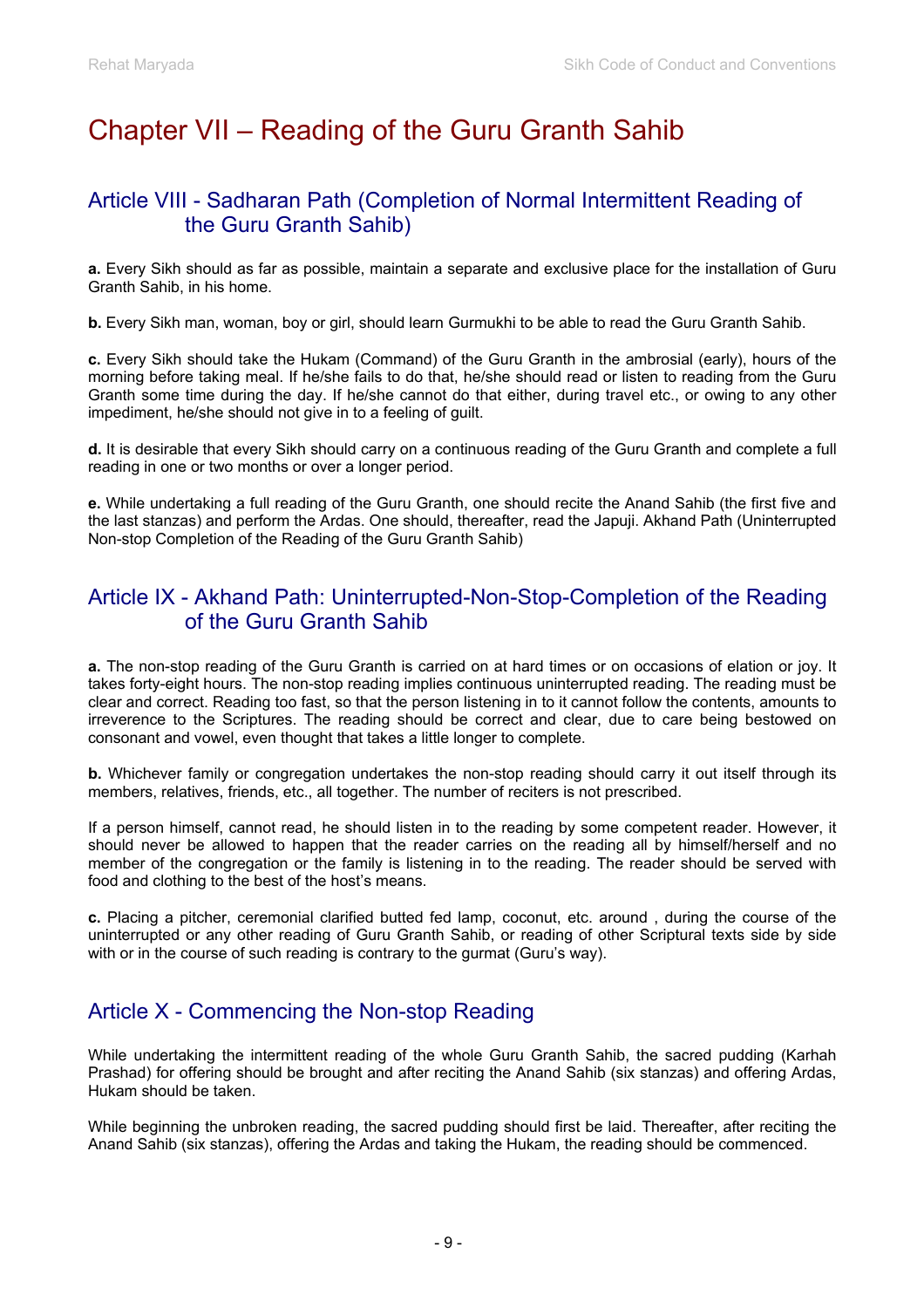# Chapter VII – Reading of the Guru Granth Sahib

## Article VIII - Sadharan Path (Completion of Normal Intermittent Reading of the Guru Granth Sahib)

**a.** Every Sikh should as far as possible, maintain a separate and exclusive place for the installation of Guru Granth Sahib, in his home.

**b.** Every Sikh man, woman, boy or girl, should learn Gurmukhi to be able to read the Guru Granth Sahib.

**c.** Every Sikh should take the Hukam (Command) of the Guru Granth in the ambrosial (early), hours of the morning before taking meal. If he/she fails to do that, he/she should read or listen to reading from the Guru Granth some time during the day. If he/she cannot do that either, during travel etc., or owing to any other impediment, he/she should not give in to a feeling of guilt.

**d.** It is desirable that every Sikh should carry on a continuous reading of the Guru Granth and complete a full reading in one or two months or over a longer period.

**e.** While undertaking a full reading of the Guru Granth, one should recite the Anand Sahib (the first five and the last stanzas) and perform the Ardas. One should, thereafter, read the Japuji. Akhand Path (Uninterrupted Non-stop Completion of the Reading of the Guru Granth Sahib)

## Article IX - Akhand Path: Uninterrupted-Non-Stop-Completion of the Reading of the Guru Granth Sahib

**a.** The non-stop reading of the Guru Granth is carried on at hard times or on occasions of elation or joy. It takes forty-eight hours. The non-stop reading implies continuous uninterrupted reading. The reading must be clear and correct. Reading too fast, so that the person listening in to it cannot follow the contents, amounts to irreverence to the Scriptures. The reading should be correct and clear, due to care being bestowed on consonant and vowel, even thought that takes a little longer to complete.

**b.** Whichever family or congregation undertakes the non-stop reading should carry it out itself through its members, relatives, friends, etc., all together. The number of reciters is not prescribed.

If a person himself, cannot read, he should listen in to the reading by some competent reader. However, it should never be allowed to happen that the reader carries on the reading all by himself/herself and no member of the congregation or the family is listening in to the reading. The reader should be served with food and clothing to the best of the host's means.

**c.** Placing a pitcher, ceremonial clarified butted fed lamp, coconut, etc. around , during the course of the uninterrupted or any other reading of Guru Granth Sahib, or reading of other Scriptural texts side by side with or in the course of such reading is contrary to the gurmat (Guru's way).

## Article X - Commencing the Non-stop Reading

While undertaking the intermittent reading of the whole Guru Granth Sahib, the sacred pudding (Karhah Prashad) for offering should be brought and after reciting the Anand Sahib (six stanzas) and offering Ardas, Hukam should be taken.

While beginning the unbroken reading, the sacred pudding should first be laid. Thereafter, after reciting the Anand Sahib (six stanzas), offering the Ardas and taking the Hukam, the reading should be commenced.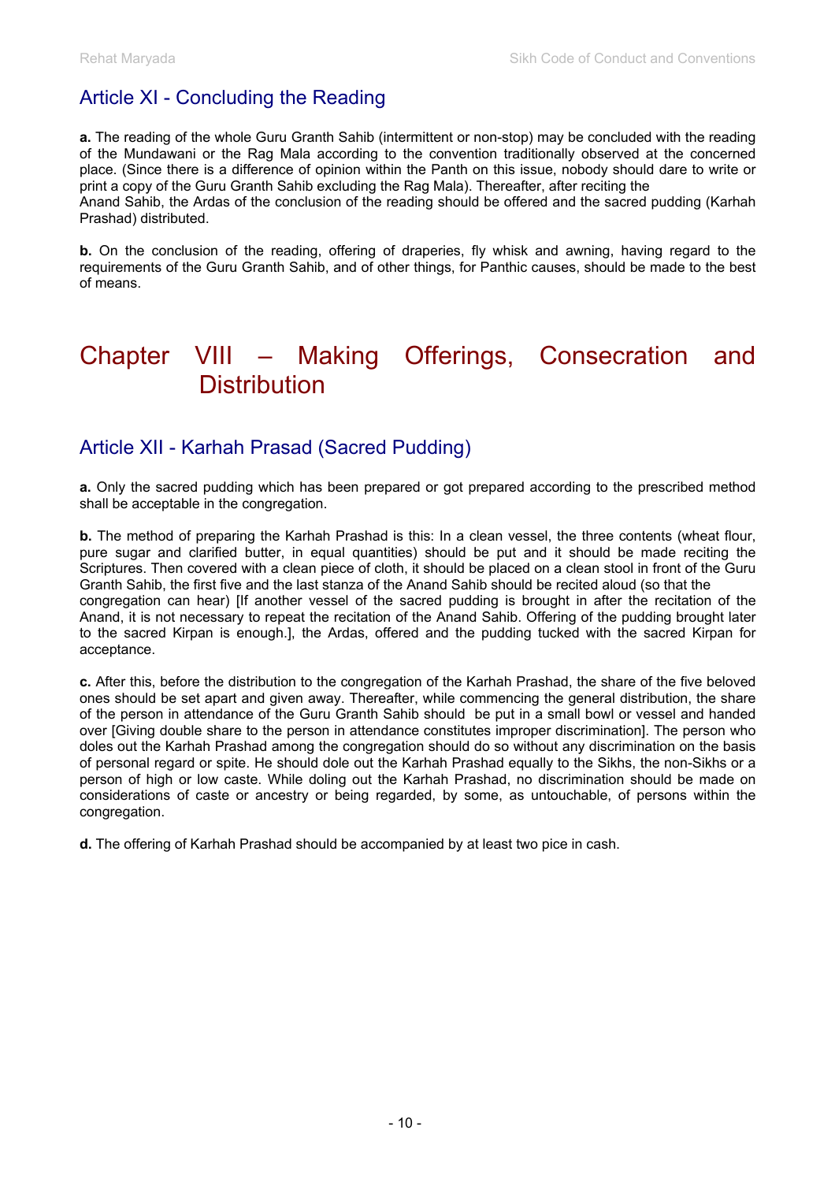## Article XI - Concluding the Reading

**a.** The reading of the whole Guru Granth Sahib (intermittent or non-stop) may be concluded with the reading of the Mundawani or the Rag Mala according to the convention traditionally observed at the concerned place. (Since there is a difference of opinion within the Panth on this issue, nobody should dare to write or print a copy of the Guru Granth Sahib excluding the Rag Mala). Thereafter, after reciting the Anand Sahib, the Ardas of the conclusion of the reading should be offered and the sacred pudding (Karhah Prashad) distributed.

**b.** On the conclusion of the reading, offering of draperies, fly whisk and awning, having regard to the requirements of the Guru Granth Sahib, and of other things, for Panthic causes, should be made to the best of means.

# Chapter VIII – Making Offerings, Consecration and Distribution

## Article XII - Karhah Prasad (Sacred Pudding)

**a.** Only the sacred pudding which has been prepared or got prepared according to the prescribed method shall be acceptable in the congregation.

**b.** The method of preparing the Karhah Prashad is this: In a clean vessel, the three contents (wheat flour, pure sugar and clarified butter, in equal quantities) should be put and it should be made reciting the Scriptures. Then covered with a clean piece of cloth, it should be placed on a clean stool in front of the Guru Granth Sahib, the first five and the last stanza of the Anand Sahib should be recited aloud (so that the congregation can hear) [If another vessel of the sacred pudding is brought in after the recitation of the Anand, it is not necessary to repeat the recitation of the Anand Sahib. Offering of the pudding brought later to the sacred Kirpan is enough.], the Ardas, offered and the pudding tucked with the sacred Kirpan for acceptance.

**c.** After this, before the distribution to the congregation of the Karhah Prashad, the share of the five beloved ones should be set apart and given away. Thereafter, while commencing the general distribution, the share of the person in attendance of the Guru Granth Sahib should be put in a small bowl or vessel and handed over [Giving double share to the person in attendance constitutes improper discrimination]. The person who doles out the Karhah Prashad among the congregation should do so without any discrimination on the basis of personal regard or spite. He should dole out the Karhah Prashad equally to the Sikhs, the non-Sikhs or a person of high or low caste. While doling out the Karhah Prashad, no discrimination should be made on considerations of caste or ancestry or being regarded, by some, as untouchable, of persons within the congregation.

**d.** The offering of Karhah Prashad should be accompanied by at least two pice in cash.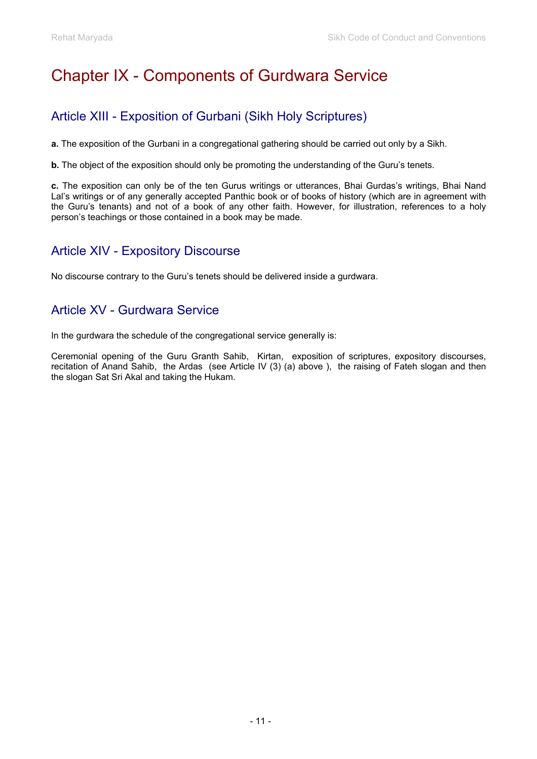# Chapter IX - Components of Gurdwara Service

## Article XIII - Exposition of Gurbani (Sikh Holy Scriptures)

**a.** The exposition of the Gurbani in a congregational gathering should be carried out only by a Sikh.

**b.** The object of the exposition should only be promoting the understanding of the Guru's tenets.

**c.** The exposition can only be of the ten Gurus writings or utterances, Bhai Gurdas's writings, Bhai Nand Lal's writings or of any generally accepted Panthic book or of books of history (which are in agreement with the Guru's tenants) and not of a book of any other faith. However, for illustration, references to a holy person's teachings or those contained in a book may be made.

## Article XIV - Expository Discourse

No discourse contrary to the Guru's tenets should be delivered inside a gurdwara.

## Article XV - Gurdwara Service

In the gurdwara the schedule of the congregational service generally is:

Ceremonial opening of the Guru Granth Sahib, Kirtan, exposition of scriptures, expository discourses, recitation of Anand Sahib, the Ardas (see Article IV (3) (a) above ), the raising of Fateh slogan and then the slogan Sat Sri Akal and taking the Hukam.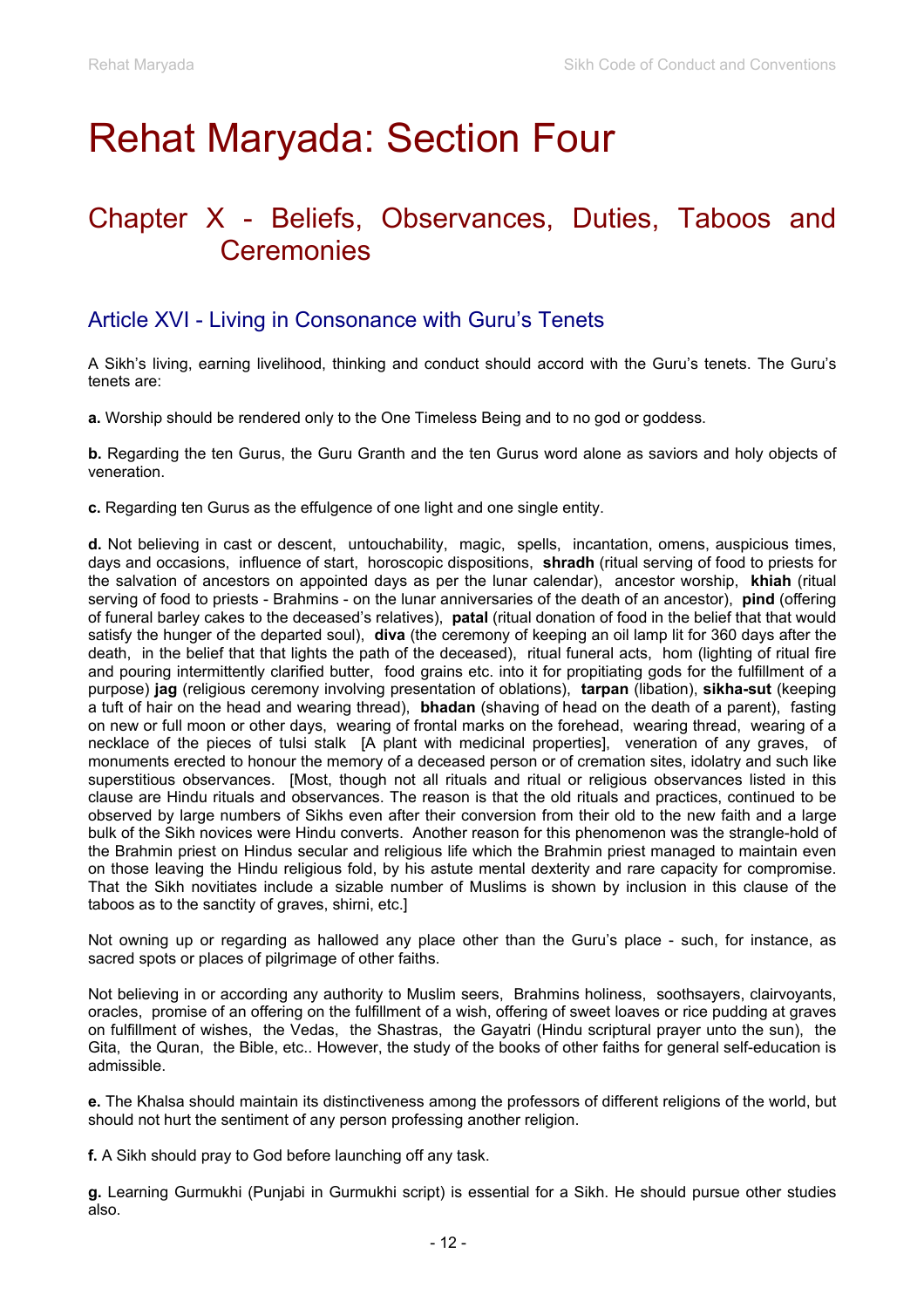# Rehat Maryada: Section Four

## Chapter X - Beliefs, Observances, Duties, Taboos and Ceremonies

### Article XVI - Living in Consonance with Guru's Tenets

A Sikh's living, earning livelihood, thinking and conduct should accord with the Guru's tenets. The Guru's tenets are:

**a.** Worship should be rendered only to the One Timeless Being and to no god or goddess.

**b.** Regarding the ten Gurus, the Guru Granth and the ten Gurus word alone as saviors and holy objects of veneration.

**c.** Regarding ten Gurus as the effulgence of one light and one single entity.

**d.** Not believing in cast or descent, untouchability, magic, spells, incantation, omens, auspicious times, days and occasions, influence of start, horoscopic dispositions, **shradh** (ritual serving of food to priests for the salvation of ancestors on appointed days as per the lunar calendar), ancestor worship, **khiah** (ritual serving of food to priests - Brahmins - on the lunar anniversaries of the death of an ancestor), **pind** (offering of funeral barley cakes to the deceased's relatives), **patal** (ritual donation of food in the belief that that would satisfy the hunger of the departed soul), **diva** (the ceremony of keeping an oil lamp lit for 360 days after the death, in the belief that that lights the path of the deceased), ritual funeral acts, hom (lighting of ritual fire and pouring intermittently clarified butter, food grains etc. into it for propitiating gods for the fulfillment of a purpose) **jag** (religious ceremony involving presentation of oblations), **tarpan** (libation), **sikha-sut** (keeping a tuft of hair on the head and wearing thread), **bhadan** (shaving of head on the death of a parent), fasting on new or full moon or other days, wearing of frontal marks on the forehead, wearing thread, wearing of a necklace of the pieces of tulsi stalk [A plant with medicinal properties], veneration of any graves, of monuments erected to honour the memory of a deceased person or of cremation sites, idolatry and such like superstitious observances. [Most, though not all rituals and ritual or religious observances listed in this clause are Hindu rituals and observances. The reason is that the old rituals and practices, continued to be observed by large numbers of Sikhs even after their conversion from their old to the new faith and a large bulk of the Sikh novices were Hindu converts. Another reason for this phenomenon was the strangle-hold of the Brahmin priest on Hindus secular and religious life which the Brahmin priest managed to maintain even on those leaving the Hindu religious fold, by his astute mental dexterity and rare capacity for compromise. That the Sikh novitiates include a sizable number of Muslims is shown by inclusion in this clause of the taboos as to the sanctity of graves, shirni, etc.]

Not owning up or regarding as hallowed any place other than the Guru's place - such, for instance, as sacred spots or places of pilgrimage of other faiths.

Not believing in or according any authority to Muslim seers, Brahmins holiness, soothsayers, clairvoyants, oracles, promise of an offering on the fulfillment of a wish, offering of sweet loaves or rice pudding at graves on fulfillment of wishes, the Vedas, the Shastras, the Gayatri (Hindu scriptural prayer unto the sun), the Gita, the Quran, the Bible, etc.. However, the study of the books of other faiths for general self-education is admissible.

**e.** The Khalsa should maintain its distinctiveness among the professors of different religions of the world, but should not hurt the sentiment of any person professing another religion.

**f.** A Sikh should pray to God before launching off any task.

**g.** Learning Gurmukhi (Punjabi in Gurmukhi script) is essential for a Sikh. He should pursue other studies also.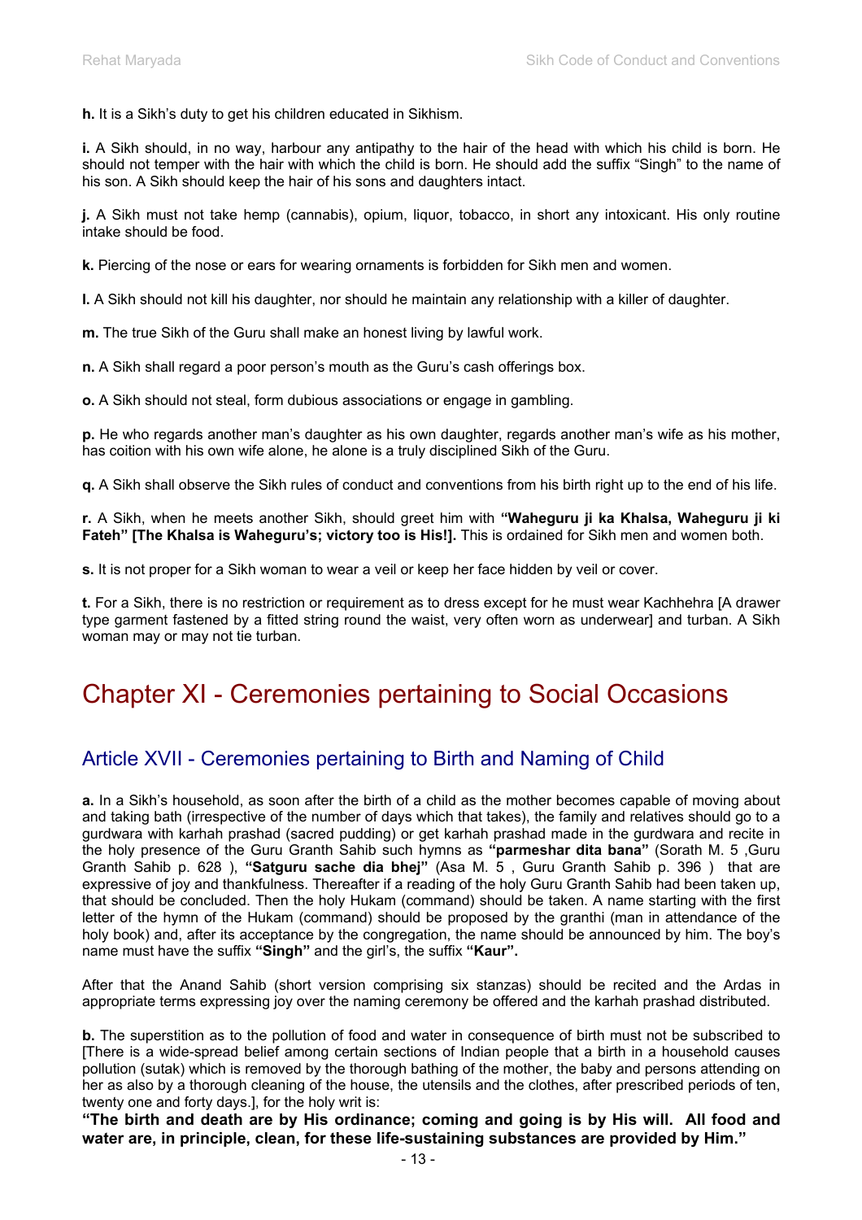**h.** It is a Sikh's duty to get his children educated in Sikhism.

**i.** A Sikh should, in no way, harbour any antipathy to the hair of the head with which his child is born. He should not temper with the hair with which the child is born. He should add the suffix "Singh" to the name of his son. A Sikh should keep the hair of his sons and daughters intact.

**j.** A Sikh must not take hemp (cannabis), opium, liquor, tobacco, in short any intoxicant. His only routine intake should be food.

**k.** Piercing of the nose or ears for wearing ornaments is forbidden for Sikh men and women.

**l.** A Sikh should not kill his daughter, nor should he maintain any relationship with a killer of daughter.

**m.** The true Sikh of the Guru shall make an honest living by lawful work.

**n.** A Sikh shall regard a poor person's mouth as the Guru's cash offerings box.

**o.** A Sikh should not steal, form dubious associations or engage in gambling.

**p.** He who regards another man's daughter as his own daughter, regards another man's wife as his mother, has coition with his own wife alone, he alone is a truly disciplined Sikh of the Guru.

**q.** A Sikh shall observe the Sikh rules of conduct and conventions from his birth right up to the end of his life.

**r.** A Sikh, when he meets another Sikh, should greet him with **"Waheguru ji ka Khalsa, Waheguru ji ki Fateh" [The Khalsa is Waheguru's; victory too is His!].** This is ordained for Sikh men and women both.

**s.** It is not proper for a Sikh woman to wear a veil or keep her face hidden by veil or cover.

**t.** For a Sikh, there is no restriction or requirement as to dress except for he must wear Kachhehra [A drawer type garment fastened by a fitted string round the waist, very often worn as underwear] and turban. A Sikh woman may or may not tie turban.

# Chapter XI - Ceremonies pertaining to Social Occasions

## Article XVII - Ceremonies pertaining to Birth and Naming of Child

**a.** In a Sikh's household, as soon after the birth of a child as the mother becomes capable of moving about and taking bath (irrespective of the number of days which that takes), the family and relatives should go to a gurdwara with karhah prashad (sacred pudding) or get karhah prashad made in the gurdwara and recite in the holy presence of the Guru Granth Sahib such hymns as **"parmeshar dita bana"** (Sorath M. 5 ,Guru Granth Sahib p. 628 ), **"Satguru sache dia bhej"** (Asa M. 5 , Guru Granth Sahib p. 396 ) that are expressive of joy and thankfulness. Thereafter if a reading of the holy Guru Granth Sahib had been taken up, that should be concluded. Then the holy Hukam (command) should be taken. A name starting with the first letter of the hymn of the Hukam (command) should be proposed by the granthi (man in attendance of the holy book) and, after its acceptance by the congregation, the name should be announced by him. The boy's name must have the suffix **"Singh"** and the girl's, the suffix **"Kaur".**

After that the Anand Sahib (short version comprising six stanzas) should be recited and the Ardas in appropriate terms expressing joy over the naming ceremony be offered and the karhah prashad distributed.

**b.** The superstition as to the pollution of food and water in consequence of birth must not be subscribed to [There is a wide-spread belief among certain sections of Indian people that a birth in a household causes pollution (sutak) which is removed by the thorough bathing of the mother, the baby and persons attending on her as also by a thorough cleaning of the house, the utensils and the clothes, after prescribed periods of ten, twenty one and forty days.], for the holy writ is:

**"The birth and death are by His ordinance; coming and going is by His will. All food and water are, in principle, clean, for these life-sustaining substances are provided by Him."**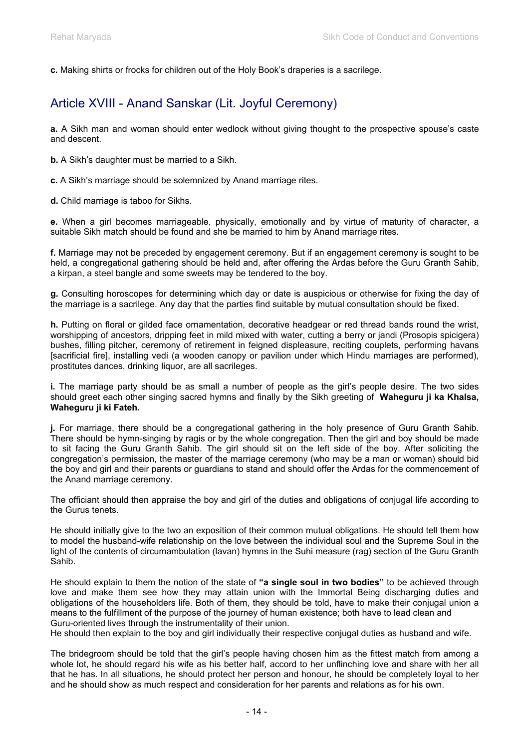**c.** Making shirts or frocks for children out of the Holy Book's draperies is a sacrilege.

## Article XVIII - Anand Sanskar (Lit. Joyful Ceremony)

**a.** A Sikh man and woman should enter wedlock without giving thought to the prospective spouse's caste and descent.

**b.** A Sikh's daughter must be married to a Sikh.

**c.** A Sikh's marriage should be solemnized by Anand marriage rites.

**d.** Child marriage is taboo for Sikhs.

**e.** When a girl becomes marriageable, physically, emotionally and by virtue of maturity of character, a suitable Sikh match should be found and she be married to him by Anand marriage rites.

**f.** Marriage may not be preceded by engagement ceremony. But if an engagement ceremony is sought to be held, a congregational gathering should be held and, after offering the Ardas before the Guru Granth Sahib, a kirpan, a steel bangle and some sweets may be tendered to the boy.

**g.** Consulting horoscopes for determining which day or date is auspicious or otherwise for fixing the day of the marriage is a sacrilege. Any day that the parties find suitable by mutual consultation should be fixed.

**h.** Putting on floral or gilded face ornamentation, decorative headgear or red thread bands round the wrist, worshipping of ancestors, dripping feet in mild mixed with water, cutting a berry or jandi (Prosopis spicigera) bushes, filling pitcher, ceremony of retirement in feigned displeasure, reciting couplets, performing havans [sacrificial fire], installing vedi (a wooden canopy or pavilion under which Hindu marriages are performed), prostitutes dances, drinking liquor, are all sacrileges.

**i.** The marriage party should be as small a number of people as the girl's people desire. The two sides should greet each other singing sacred hymns and finally by the Sikh greeting of **Waheguru ji ka Khalsa, Waheguru ji ki Fateh.**

**j.** For marriage, there should be a congregational gathering in the holy presence of Guru Granth Sahib. There should be hymn-singing by ragis or by the whole congregation. Then the girl and boy should be made to sit facing the Guru Granth Sahib. The girl should sit on the left side of the boy. After soliciting the congregation's permission, the master of the marriage ceremony (who may be a man or woman) should bid the boy and girl and their parents or guardians to stand and should offer the Ardas for the commencement of the Anand marriage ceremony.

The officiant should then appraise the boy and girl of the duties and obligations of conjugal life according to the Gurus tenets.

He should initially give to the two an exposition of their common mutual obligations. He should tell them how to model the husband-wife relationship on the love between the individual soul and the Supreme Soul in the light of the contents of circumambulation (lavan) hymns in the Suhi measure (rag) section of the Guru Granth Sahib.

He should explain to them the notion of the state of **"a single soul in two bodies"** to be achieved through love and make them see how they may attain union with the Immortal Being discharging duties and obligations of the householders life. Both of them, they should be told, have to make their conjugal union a means to the fulfillment of the purpose of the journey of human existence; both have to lead clean and Guru-oriented lives through the instrumentality of their union.
He should then explain to the boy and girl individually their respective conjugal duties as husband and wife.

The bridegroom should be told that the girl's people having chosen him as the fittest match from among a whole lot, he should regard his wife as his better half, accord to her unflinching love and share with her all that he has. In all situations, he should protect her person and honour, he should be completely loyal to her and he should show as much respect and consideration for her parents and relations as for his own.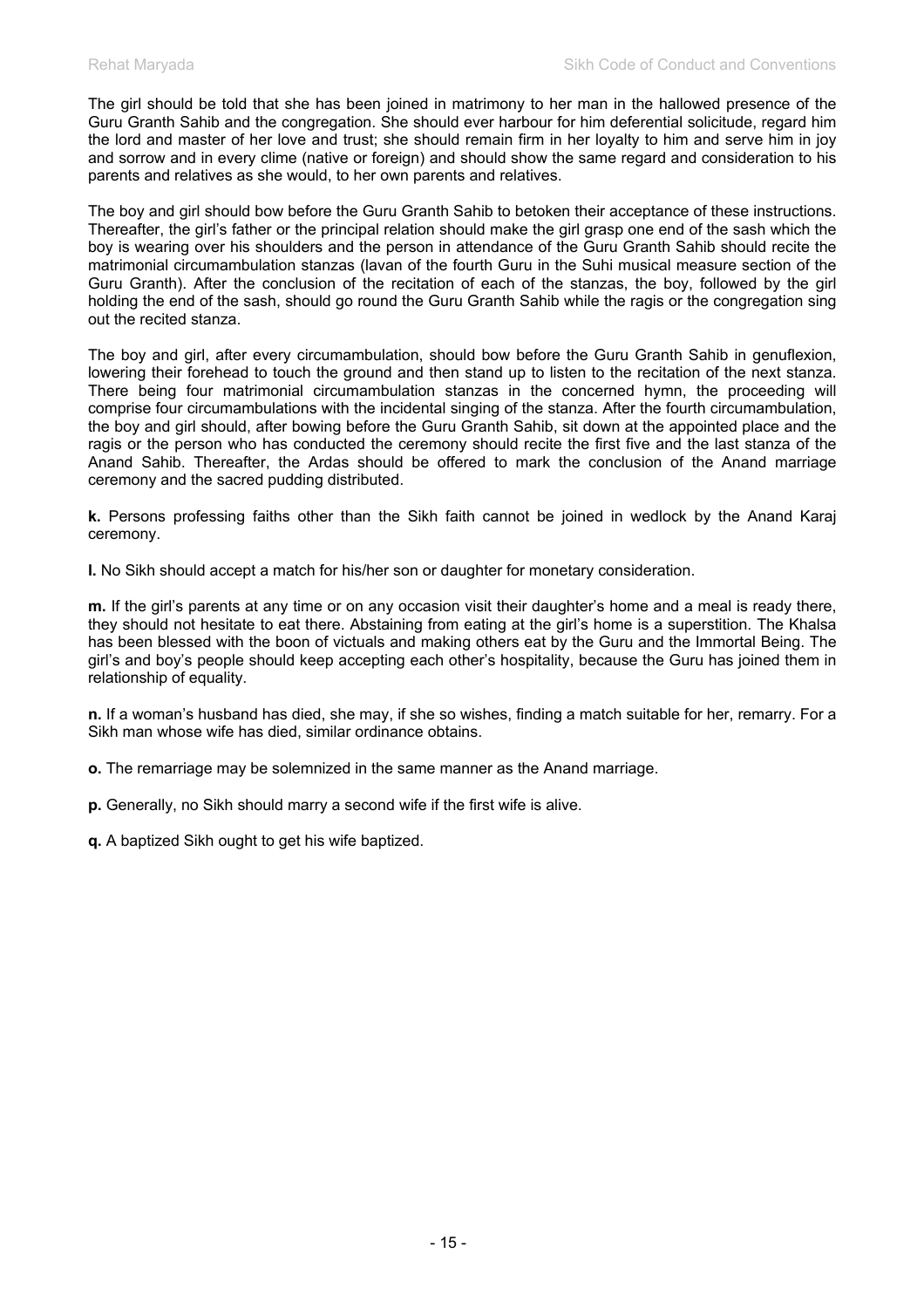The girl should be told that she has been joined in matrimony to her man in the hallowed presence of the Guru Granth Sahib and the congregation. She should ever harbour for him deferential solicitude, regard him the lord and master of her love and trust; she should remain firm in her loyalty to him and serve him in joy and sorrow and in every clime (native or foreign) and should show the same regard and consideration to his parents and relatives as she would, to her own parents and relatives.

The boy and girl should bow before the Guru Granth Sahib to betoken their acceptance of these instructions. Thereafter, the girl's father or the principal relation should make the girl grasp one end of the sash which the boy is wearing over his shoulders and the person in attendance of the Guru Granth Sahib should recite the matrimonial circumambulation stanzas (lavan of the fourth Guru in the Suhi musical measure section of the Guru Granth). After the conclusion of the recitation of each of the stanzas, the boy, followed by the girl holding the end of the sash, should go round the Guru Granth Sahib while the ragis or the congregation sing out the recited stanza.

The boy and girl, after every circumambulation, should bow before the Guru Granth Sahib in genuflexion, lowering their forehead to touch the ground and then stand up to listen to the recitation of the next stanza. There being four matrimonial circumambulation stanzas in the concerned hymn, the proceeding will comprise four circumambulations with the incidental singing of the stanza. After the fourth circumambulation, the boy and girl should, after bowing before the Guru Granth Sahib, sit down at the appointed place and the ragis or the person who has conducted the ceremony should recite the first five and the last stanza of the Anand Sahib. Thereafter, the Ardas should be offered to mark the conclusion of the Anand marriage ceremony and the sacred pudding distributed.

**k.** Persons professing faiths other than the Sikh faith cannot be joined in wedlock by the Anand Karaj ceremony.

**l.** No Sikh should accept a match for his/her son or daughter for monetary consideration.

**m.** If the girl's parents at any time or on any occasion visit their daughter's home and a meal is ready there, they should not hesitate to eat there. Abstaining from eating at the girl's home is a superstition. The Khalsa has been blessed with the boon of victuals and making others eat by the Guru and the Immortal Being. The girl's and boy's people should keep accepting each other's hospitality, because the Guru has joined them in relationship of equality.

**n.** If a woman's husband has died, she may, if she so wishes, finding a match suitable for her, remarry. For a Sikh man whose wife has died, similar ordinance obtains.

**o.** The remarriage may be solemnized in the same manner as the Anand marriage.

**p.** Generally, no Sikh should marry a second wife if the first wife is alive.

**q.** A baptized Sikh ought to get his wife baptized.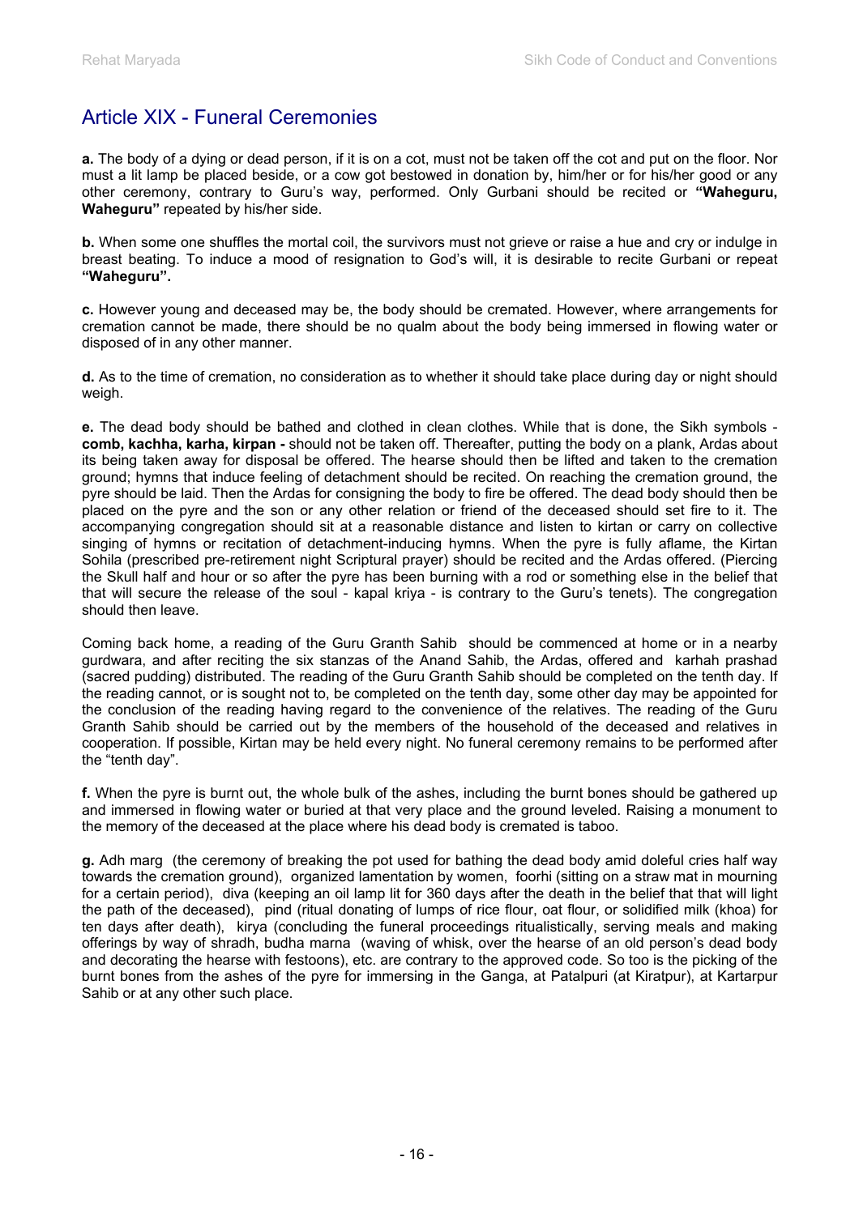## Article XIX - Funeral Ceremonies

**a.** The body of a dying or dead person, if it is on a cot, must not be taken off the cot and put on the floor. Nor must a lit lamp be placed beside, or a cow got bestowed in donation by, him/her or for his/her good or any other ceremony, contrary to Guru's way, performed. Only Gurbani should be recited or **"Waheguru, Waheguru"** repeated by his/her side.

**b.** When some one shuffles the mortal coil, the survivors must not grieve or raise a hue and cry or indulge in breast beating. To induce a mood of resignation to God's will, it is desirable to recite Gurbani or repeat **"Waheguru".**

**c.** However young and deceased may be, the body should be cremated. However, where arrangements for cremation cannot be made, there should be no qualm about the body being immersed in flowing water or disposed of in any other manner.

**d.** As to the time of cremation, no consideration as to whether it should take place during day or night should weigh.

**e.** The dead body should be bathed and clothed in clean clothes. While that is done, the Sikh symbols - **comb, kachha, karha, kirpan -** should not be taken off. Thereafter, putting the body on a plank, Ardas about its being taken away for disposal be offered. The hearse should then be lifted and taken to the cremation ground; hymns that induce feeling of detachment should be recited. On reaching the cremation ground, the pyre should be laid. Then the Ardas for consigning the body to fire be offered. The dead body should then be placed on the pyre and the son or any other relation or friend of the deceased should set fire to it. The accompanying congregation should sit at a reasonable distance and listen to kirtan or carry on collective singing of hymns or recitation of detachment-inducing hymns. When the pyre is fully aflame, the Kirtan Sohila (prescribed pre-retirement night Scriptural prayer) should be recited and the Ardas offered. (Piercing the Skull half and hour or so after the pyre has been burning with a rod or something else in the belief that that will secure the release of the soul - kapal kriya - is contrary to the Guru's tenets). The congregation should then leave.

Coming back home, a reading of the Guru Granth Sahib should be commenced at home or in a nearby gurdwara, and after reciting the six stanzas of the Anand Sahib, the Ardas, offered and karhah prashad (sacred pudding) distributed. The reading of the Guru Granth Sahib should be completed on the tenth day. If the reading cannot, or is sought not to, be completed on the tenth day, some other day may be appointed for the conclusion of the reading having regard to the convenience of the relatives. The reading of the Guru Granth Sahib should be carried out by the members of the household of the deceased and relatives in cooperation. If possible, Kirtan may be held every night. No funeral ceremony remains to be performed after the "tenth day".

**f.** When the pyre is burnt out, the whole bulk of the ashes, including the burnt bones should be gathered up and immersed in flowing water or buried at that very place and the ground leveled. Raising a monument to the memory of the deceased at the place where his dead body is cremated is taboo.

**g.** Adh marg (the ceremony of breaking the pot used for bathing the dead body amid doleful cries half way towards the cremation ground), organized lamentation by women, foorhi (sitting on a straw mat in mourning for a certain period), diva (keeping an oil lamp lit for 360 days after the death in the belief that that will light the path of the deceased), pind (ritual donating of lumps of rice flour, oat flour, or solidified milk (khoa) for ten days after death), kirya (concluding the funeral proceedings ritualistically, serving meals and making offerings by way of shradh, budha marna (waving of whisk, over the hearse of an old person's dead body and decorating the hearse with festoons), etc. are contrary to the approved code. So too is the picking of the burnt bones from the ashes of the pyre for immersing in the Ganga, at Patalpuri (at Kiratpur), at Kartarpur Sahib or at any other such place.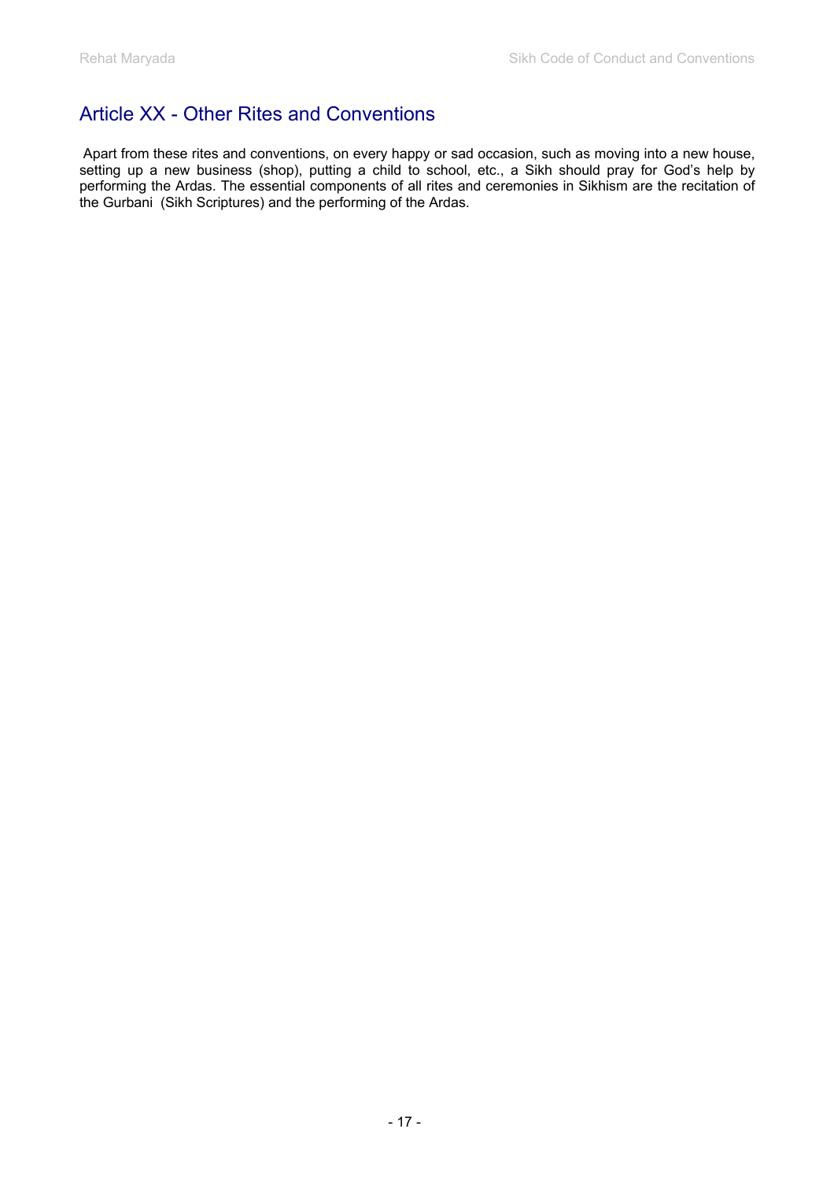## Article XX - Other Rites and Conventions

Apart from these rites and conventions, on every happy or sad occasion, such as moving into a new house, setting up a new business (shop), putting a child to school, etc., a Sikh should pray for God's help by performing the Ardas. The essential components of all rites and ceremonies in Sikhism are the recitation of the Gurbani (Sikh Scriptures) and the performing of the Ardas.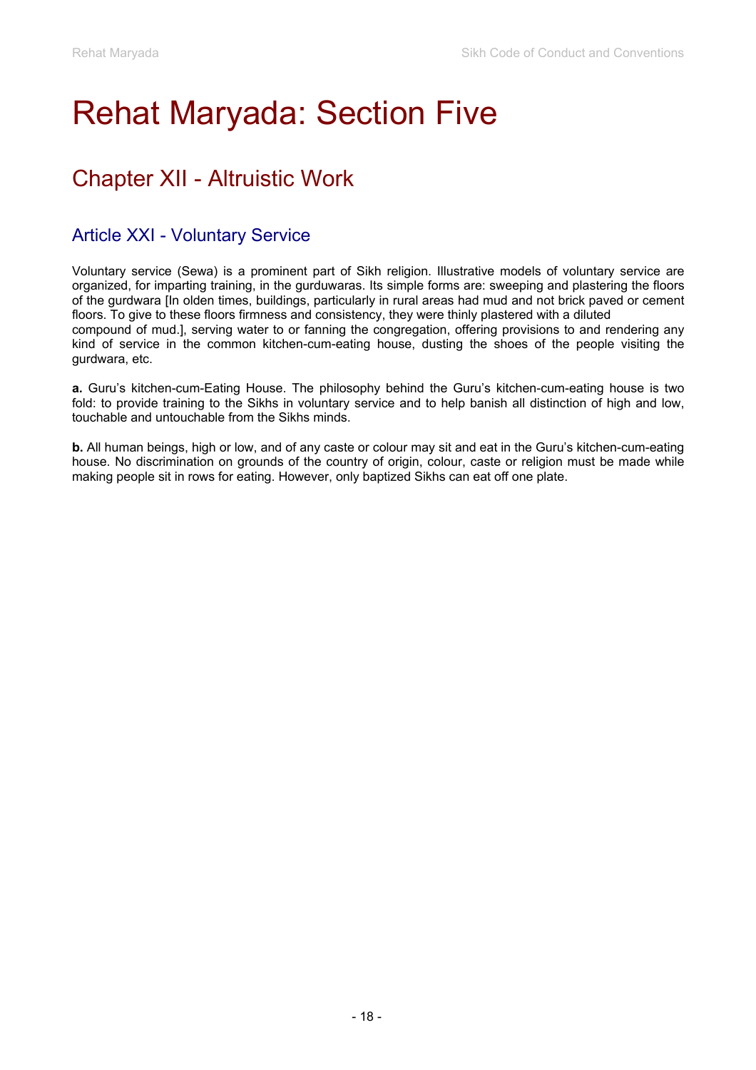# Rehat Maryada: Section Five

## Chapter XII - Altruistic Work

### Article XXI - Voluntary Service

Voluntary service (Sewa) is a prominent part of Sikh religion. Illustrative models of voluntary service are organized, for imparting training, in the gurduwaras. Its simple forms are: sweeping and plastering the floors of the gurdwara [In olden times, buildings, particularly in rural areas had mud and not brick paved or cement floors. To give to these floors firmness and consistency, they were thinly plastered with a diluted compound of mud.], serving water to or fanning the congregation, offering provisions to and rendering any kind of service in the common kitchen-cum-eating house, dusting the shoes of the people visiting the gurdwara, etc.

**a.** Guru's kitchen-cum-Eating House. The philosophy behind the Guru's kitchen-cum-eating house is two fold: to provide training to the Sikhs in voluntary service and to help banish all distinction of high and low, touchable and untouchable from the Sikhs minds.

**b.** All human beings, high or low, and of any caste or colour may sit and eat in the Guru's kitchen-cum-eating house. No discrimination on grounds of the country of origin, colour, caste or religion must be made while making people sit in rows for eating. However, only baptized Sikhs can eat off one plate.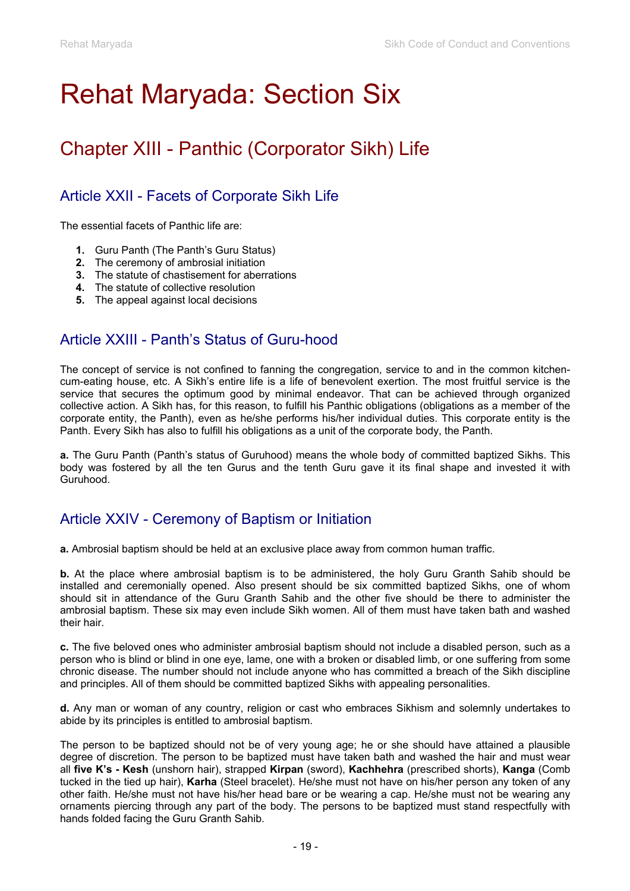# Rehat Maryada: Section Six

## Chapter XIII - Panthic (Corporator Sikh) Life

### Article XXII - Facets of Corporate Sikh Life

The essential facets of Panthic life are:

1. Guru Panth (The Panth's Guru Status)
2. The ceremony of ambrosial initiation
3. The statute of chastisement for aberrations
4. The statute of collective resolution
5. The appeal against local decisions

### Article XXIII - Panth's Status of Guru-hood

The concept of service is not confined to fanning the congregation, service to and in the common kitchen-cum-eating house, etc. A Sikh's entire life is a life of benevolent exertion. The most fruitful service is the service that secures the optimum good by minimal endeavor. That can be achieved through organized collective action. A Sikh has, for this reason, to fulfill his Panthic obligations (obligations as a member of the corporate entity, the Panth), even as he/she performs his/her individual duties. This corporate entity is the Panth. Every Sikh has also to fulfill his obligations as a unit of the corporate body, the Panth.

**a.** The Guru Panth (Panth's status of Guruhood) means the whole body of committed baptized Sikhs. This body was fostered by all the ten Gurus and the tenth Guru gave it its final shape and invested it with Guruhood.

### Article XXIV - Ceremony of Baptism or Initiation

**a.** Ambrosial baptism should be held at an exclusive place away from common human traffic.

**b.** At the place where ambrosial baptism is to be administered, the holy Guru Granth Sahib should be installed and ceremonially opened. Also present should be six committed baptized Sikhs, one of whom should sit in attendance of the Guru Granth Sahib and the other five should be there to administer the ambrosial baptism. These six may even include Sikh women. All of them must have taken bath and washed their hair.

**c.** The five beloved ones who administer ambrosial baptism should not include a disabled person, such as a person who is blind or blind in one eye, lame, one with a broken or disabled limb, or one suffering from some chronic disease. The number should not include anyone who has committed a breach of the Sikh discipline and principles. All of them should be committed baptized Sikhs with appealing personalities.

**d.** Any man or woman of any country, religion or cast who embraces Sikhism and solemnly undertakes to abide by its principles is entitled to ambrosial baptism.

The person to be baptized should not be of very young age; he or she should have attained a plausible degree of discretion. The person to be baptized must have taken bath and washed the hair and must wear all **five K's - Kesh** (unshorn hair), strapped **Kirpan** (sword), **Kachhehra** (prescribed shorts), **Kanga** (Comb tucked in the tied up hair), **Karha** (Steel bracelet). He/she must not have on his/her person any token of any other faith. He/she must not have his/her head bare or be wearing a cap. He/she must not be wearing any ornaments piercing through any part of the body. The persons to be baptized must stand respectfully with hands folded facing the Guru Granth Sahib.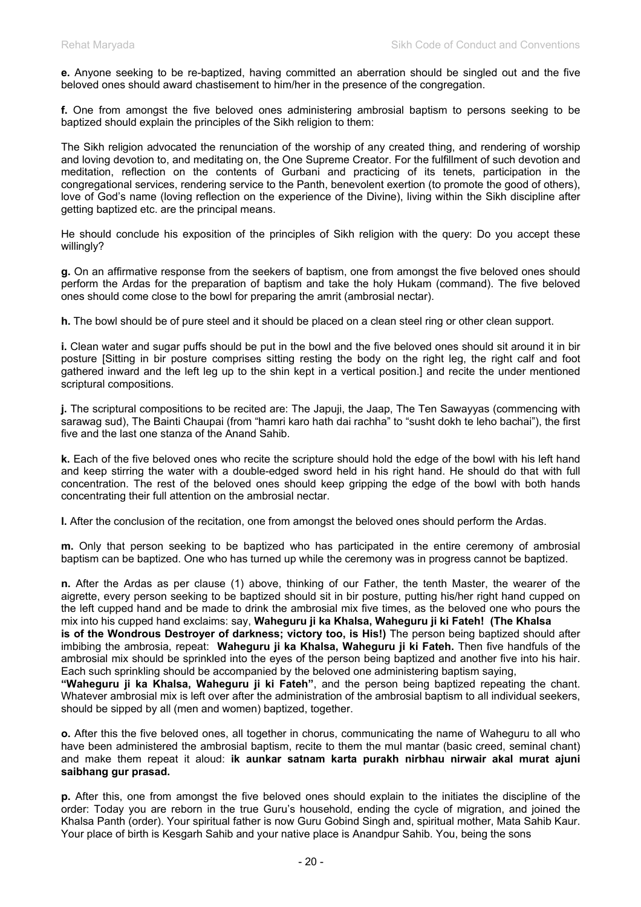**e.** Anyone seeking to be re-baptized, having committed an aberration should be singled out and the five beloved ones should award chastisement to him/her in the presence of the congregation.

**f.** One from amongst the five beloved ones administering ambrosial baptism to persons seeking to be baptized should explain the principles of the Sikh religion to them:

The Sikh religion advocated the renunciation of the worship of any created thing, and rendering of worship and loving devotion to, and meditating on, the One Supreme Creator. For the fulfillment of such devotion and meditation, reflection on the contents of Gurbani and practicing of its tenets, participation in the congregational services, rendering service to the Panth, benevolent exertion (to promote the good of others), love of God's name (loving reflection on the experience of the Divine), living within the Sikh discipline after getting baptized etc. are the principal means.

He should conclude his exposition of the principles of Sikh religion with the query: Do you accept these willingly?

**g.** On an affirmative response from the seekers of baptism, one from amongst the five beloved ones should perform the Ardas for the preparation of baptism and take the holy Hukam (command). The five beloved ones should come close to the bowl for preparing the amrit (ambrosial nectar).

**h.** The bowl should be of pure steel and it should be placed on a clean steel ring or other clean support.

**i.** Clean water and sugar puffs should be put in the bowl and the five beloved ones should sit around it in bir posture [Sitting in bir posture comprises sitting resting the body on the right leg, the right calf and foot gathered inward and the left leg up to the shin kept in a vertical position.] and recite the under mentioned scriptural compositions.

**j.** The scriptural compositions to be recited are: The Japuji, the Jaap, The Ten Sawayyas (commencing with sarawag sud), The Bainti Chaupai (from "hamri karo hath dai rachha" to "susht dokh te leho bachai"), the first five and the last one stanza of the Anand Sahib.

**k.** Each of the five beloved ones who recite the scripture should hold the edge of the bowl with his left hand and keep stirring the water with a double-edged sword held in his right hand. He should do that with full concentration. The rest of the beloved ones should keep gripping the edge of the bowl with both hands concentrating their full attention on the ambrosial nectar.

**l.** After the conclusion of the recitation, one from amongst the beloved ones should perform the Ardas.

**m.** Only that person seeking to be baptized who has participated in the entire ceremony of ambrosial baptism can be baptized. One who has turned up while the ceremony was in progress cannot be baptized.

**n.** After the Ardas as per clause (1) above, thinking of our Father, the tenth Master, the wearer of the aigrette, every person seeking to be baptized should sit in bir posture, putting his/her right hand cupped on the left cupped hand and be made to drink the ambrosial mix five times, as the beloved one who pours the mix into his cupped hand exclaims: say, **Waheguru ji ka Khalsa, Waheguru ji ki Fateh! (The Khalsa is of the Wondrous Destroyer of darkness; victory too, is His!)** The person being baptized should after imbibing the ambrosia, repeat: **Waheguru ji ka Khalsa, Waheguru ji ki Fateh.** Then five handfuls of the ambrosial mix should be sprinkled into the eyes of the person being baptized and another five into his hair. Each such sprinkling should be accompanied by the beloved one administering baptism saying, **"Waheguru ji ka Khalsa, Waheguru ji ki Fateh"**, and the person being baptized repeating the chant. Whatever ambrosial mix is left over after the administration of the ambrosial baptism to all individual seekers, should be sipped by all (men and women) baptized, together.

**o.** After this the five beloved ones, all together in chorus, communicating the name of Waheguru to all who have been administered the ambrosial baptism, recite to them the mul mantar (basic creed, seminal chant) and make them repeat it aloud: **ik aunkar satnam karta purakh nirbhau nirwair akal murat ajuni saibhang gur prasad.**

**p.** After this, one from amongst the five beloved ones should explain to the initiates the discipline of the order: Today you are reborn in the true Guru's household, ending the cycle of migration, and joined the Khalsa Panth (order). Your spiritual father is now Guru Gobind Singh and, spiritual mother, Mata Sahib Kaur. Your place of birth is Kesgarh Sahib and your native place is Anandpur Sahib. You, being the sons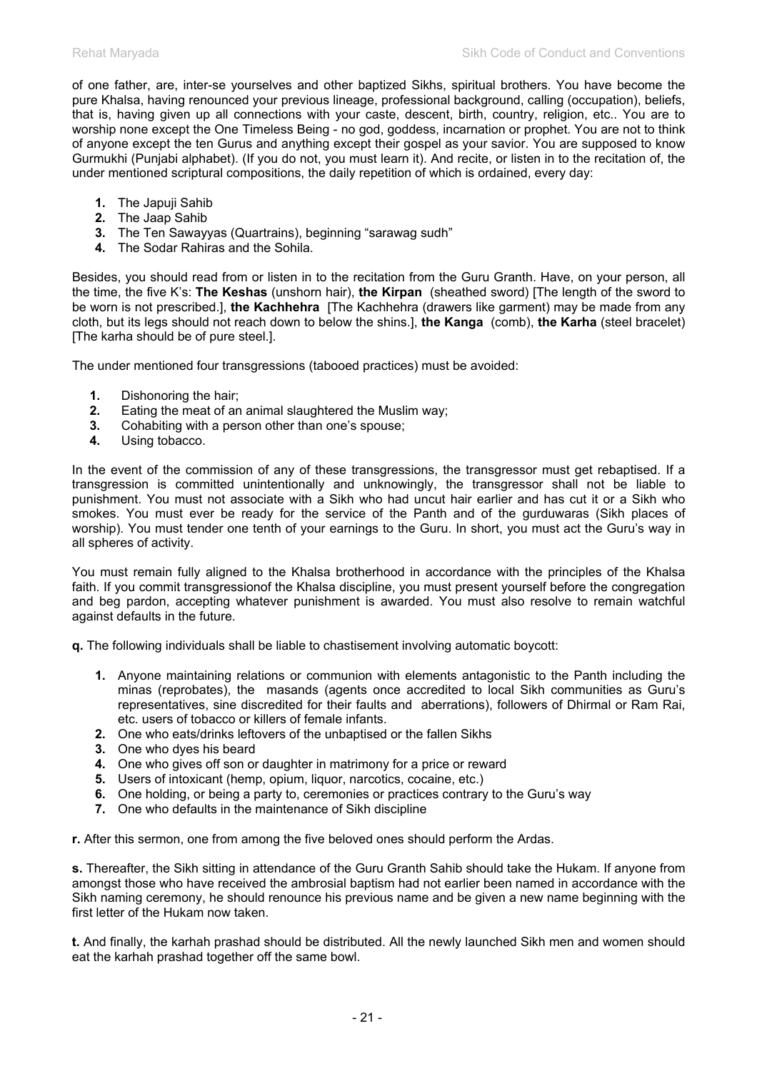of one father, are, inter-se yourselves and other baptized Sikhs, spiritual brothers. You have become the pure Khalsa, having renounced your previous lineage, professional background, calling (occupation), beliefs, that is, having given up all connections with your caste, descent, birth, country, religion, etc.. You are to worship none except the One Timeless Being - no god, goddess, incarnation or prophet. You are not to think of anyone except the ten Gurus and anything except their gospel as your savior. You are supposed to know Gurmukhi (Punjabi alphabet). (If you do not, you must learn it). And recite, or listen in to the recitation of, the under mentioned scriptural compositions, the daily repetition of which is ordained, every day:

1. The Japuji Sahib
2. The Jaap Sahib
3. The Ten Sawayyas (Quartrains), beginning "sarawag sudh"
4. The Sodar Rahiras and the Sohila.

Besides, you should read from or listen in to the recitation from the Guru Granth. Have, on your person, all the time, the five K's: **The Keshas** (unshorn hair), **the Kirpan** (sheathed sword) [The length of the sword to be worn is not prescribed.], **the Kachhehra** [The Kachhehra (drawers like garment) may be made from any cloth, but its legs should not reach down to below the shins.], **the Kanga** (comb), **the Karha** (steel bracelet) [The karha should be of pure steel.].

The under mentioned four transgressions (tabooed practices) must be avoided:

1. Dishonoring the hair;
2. Eating the meat of an animal slaughtered the Muslim way;
3. Cohabiting with a person other than one's spouse;
4. Using tobacco.

In the event of the commission of any of these transgressions, the transgressor must get rebaptised. If a transgression is committed unintentionally and unknowingly, the transgressor shall not be liable to punishment. You must not associate with a Sikh who had uncut hair earlier and has cut it or a Sikh who smokes. You must ever be ready for the service of the Panth and of the gurduwaras (Sikh places of worship). You must tender one tenth of your earnings to the Guru. In short, you must act the Guru's way in all spheres of activity.

You must remain fully aligned to the Khalsa brotherhood in accordance with the principles of the Khalsa faith. If you commit transgressionof the Khalsa discipline, you must present yourself before the congregation and beg pardon, accepting whatever punishment is awarded. You must also resolve to remain watchful against defaults in the future.

**q.** The following individuals shall be liable to chastisement involving automatic boycott:

1. Anyone maintaining relations or communion with elements antagonistic to the Panth including the minas (reprobates), the masands (agents once accredited to local Sikh communities as Guru's representatives, sine discredited for their faults and aberrations), followers of Dhirmal or Ram Rai, etc. users of tobacco or killers of female infants.
2. One who eats/drinks leftovers of the unbaptised or the fallen Sikhs
3. One who dyes his beard
4. One who gives off son or daughter in matrimony for a price or reward
5. Users of intoxicant (hemp, opium, liquor, narcotics, cocaine, etc.)
6. One holding, or being a party to, ceremonies or practices contrary to the Guru's way
7. One who defaults in the maintenance of Sikh discipline

**r.** After this sermon, one from among the five beloved ones should perform the Ardas.

**s.** Thereafter, the Sikh sitting in attendance of the Guru Granth Sahib should take the Hukam. If anyone from amongst those who have received the ambrosial baptism had not earlier been named in accordance with the Sikh naming ceremony, he should renounce his previous name and be given a new name beginning with the first letter of the Hukam now taken.

**t.** And finally, the karhah prashad should be distributed. All the newly launched Sikh men and women should eat the karhah prashad together off the same bowl.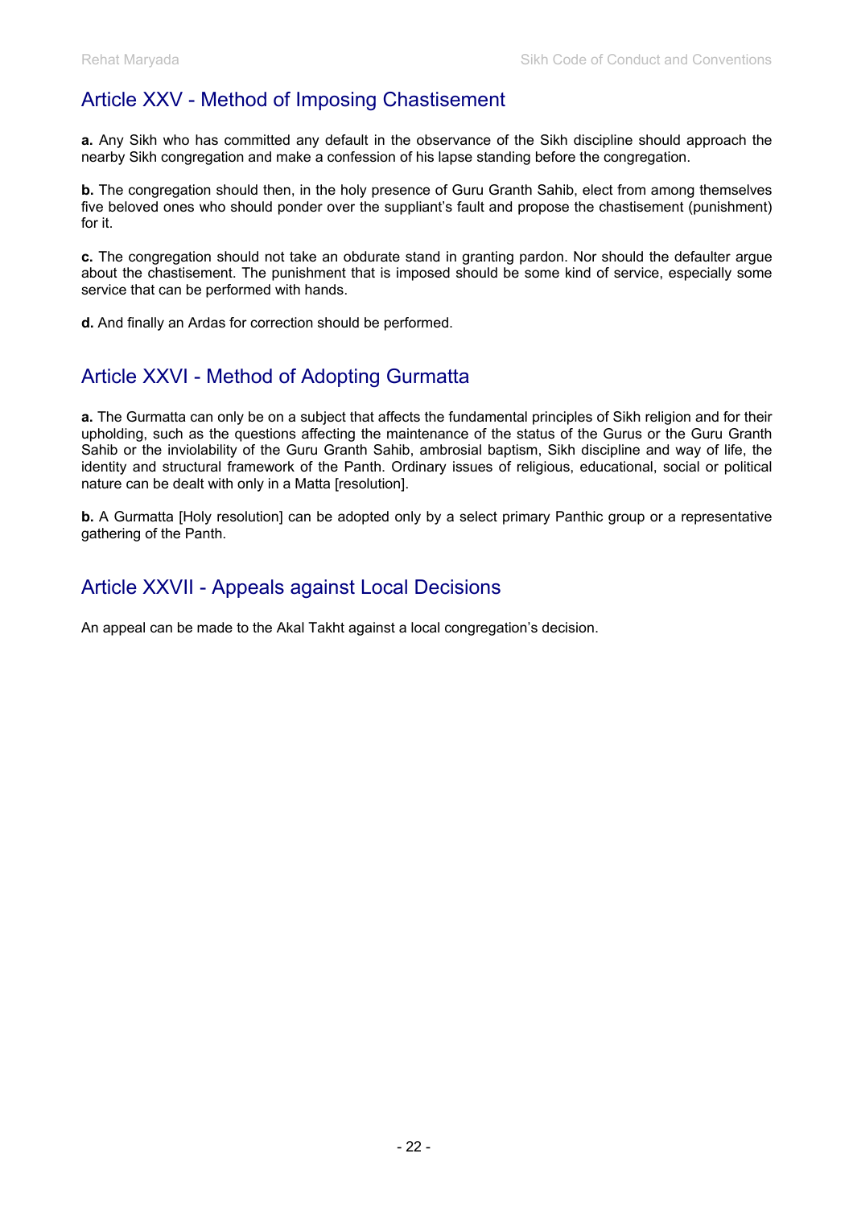## Article XXV - Method of Imposing Chastisement

**a.** Any Sikh who has committed any default in the observance of the Sikh discipline should approach the nearby Sikh congregation and make a confession of his lapse standing before the congregation.

**b.** The congregation should then, in the holy presence of Guru Granth Sahib, elect from among themselves five beloved ones who should ponder over the suppliant's fault and propose the chastisement (punishment) for it.

**c.** The congregation should not take an obdurate stand in granting pardon. Nor should the defaulter argue about the chastisement. The punishment that is imposed should be some kind of service, especially some service that can be performed with hands.

**d.** And finally an Ardas for correction should be performed.

## Article XXVI - Method of Adopting Gurmatta

**a.** The Gurmatta can only be on a subject that affects the fundamental principles of Sikh religion and for their upholding, such as the questions affecting the maintenance of the status of the Gurus or the Guru Granth Sahib or the inviolability of the Guru Granth Sahib, ambrosial baptism, Sikh discipline and way of life, the identity and structural framework of the Panth. Ordinary issues of religious, educational, social or political nature can be dealt with only in a Matta [resolution].

**b.** A Gurmatta [Holy resolution] can be adopted only by a select primary Panthic group or a representative gathering of the Panth.

## Article XXVII - Appeals against Local Decisions

An appeal can be made to the Akal Takht against a local congregation's decision.